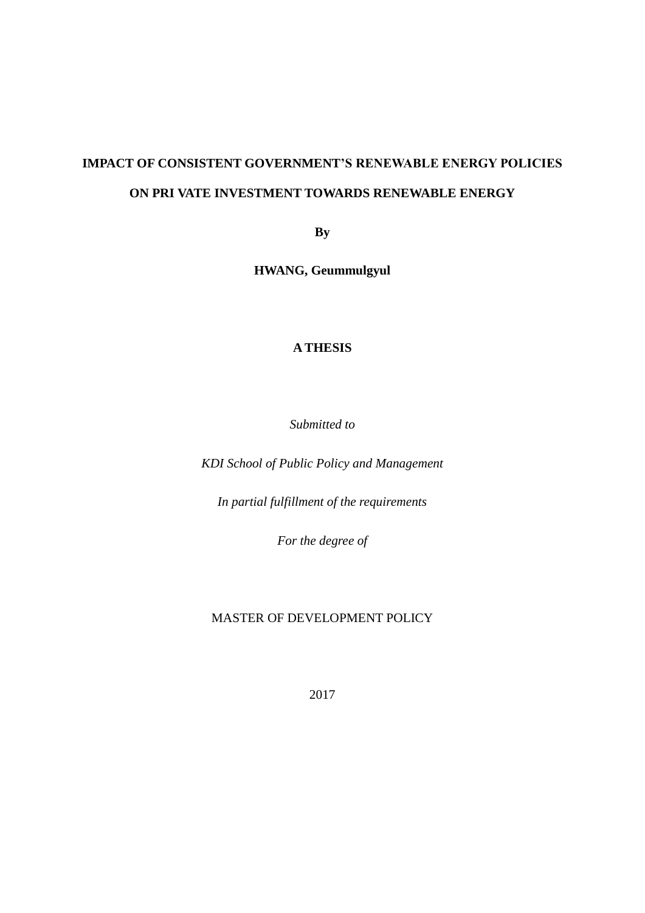**IMPACT OF CONSISTENT GOVERNMENT'S RENEWABLE ENERGY POLICIES**

**ON PRI VATE INVESTMENT TOWARDS RENEWABLE ENERGY**

**By**

**HWANG, Geummulgyul**

**A THESIS**

*Submitted to*

*KDI School of Public Policy and Management*

*In partial fulfillment of the requirements*

*For the degree of*

MASTER OF DEVELOPMENT POLICY

2017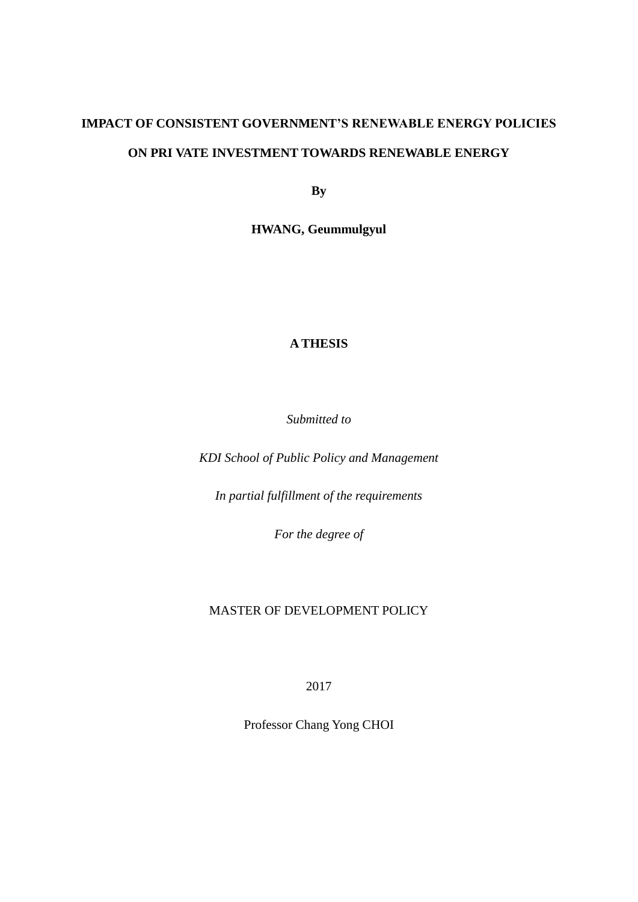**IMPACT OF CONSISTENT GOVERNMENT'S RENEWABLE ENERGY POLICIES**

**ON PRI VATE INVESTMENT TOWARDS RENEWABLE ENERGY**

**By**

**HWANG, Geummulgyul**

**A THESIS**

*Submitted to*

*KDI School of Public Policy and Management*

*In partial fulfillment of the requirements*

*For the degree of*

MASTER OF DEVELOPMENT POLICY

2017

Professor Chang Yong CHOI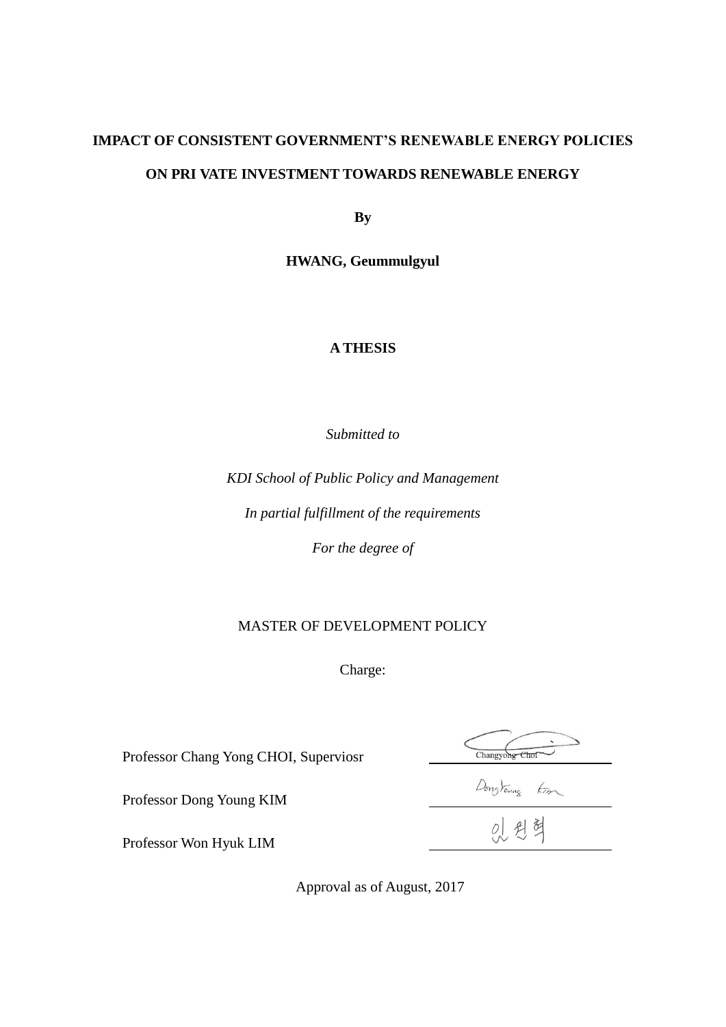**IMPACT OF CONSISTENT GOVERNMENT'S RENEWABLE ENERGY POLICIES**

**ON PRI VATE INVESTMENT TOWARDS RENEWABLE ENERGY**

**By**

**HWANG, Geummulgyul**

**A THESIS**

*Submitted to*

*KDI School of Public Policy and Management*

*In partial fulfillment of the requirements*

*For the degree of*

MASTER OF DEVELOPMENT POLICY

Charge:

Professor Chang Yong CHOI, Superviosr

Professor Dong Young KIM

Professor Won Hyuk LIM

Approval as of August, 2017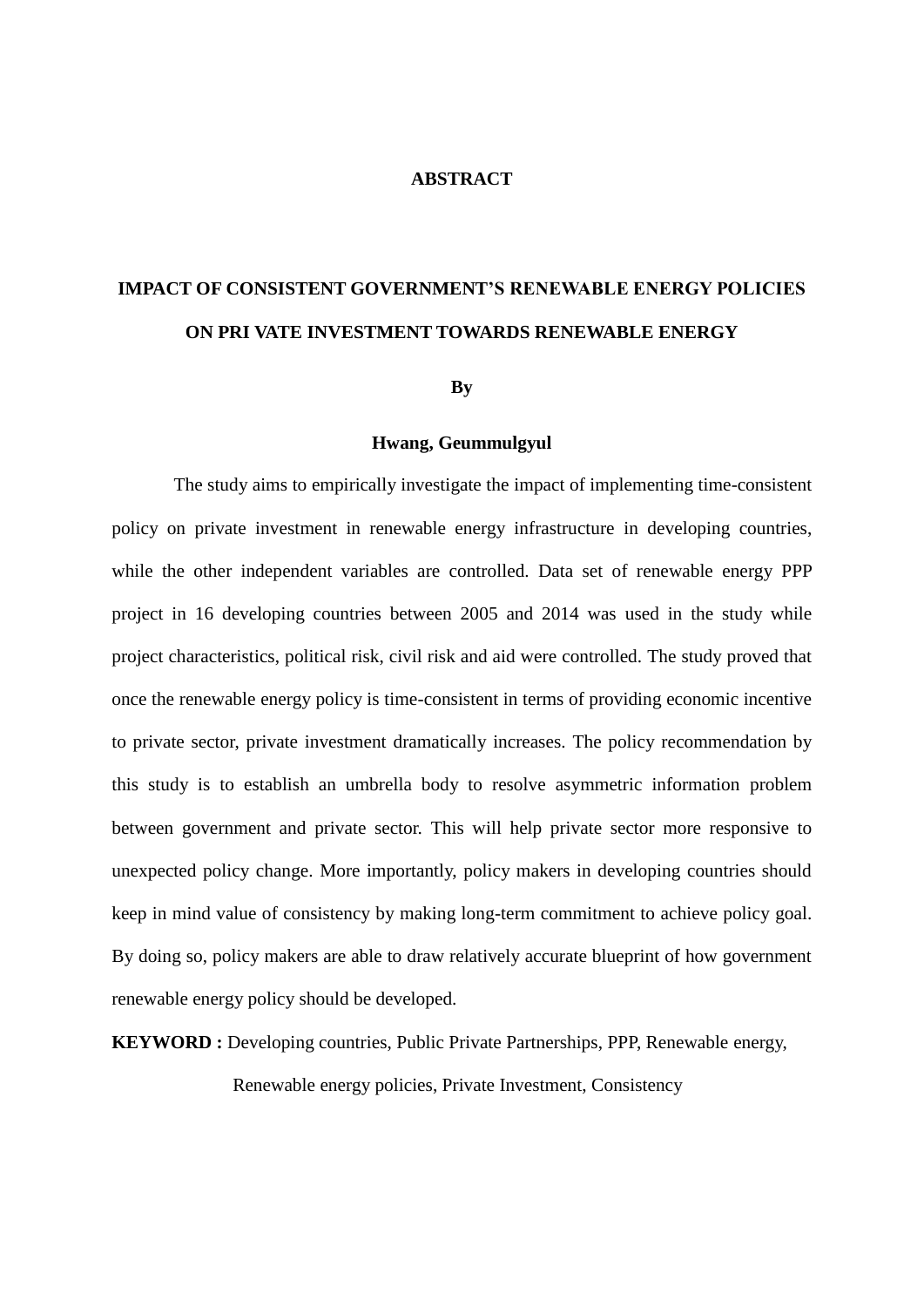# ABSTRACT

## IMPACT OF CONSISTENT GOVERNMENT'S RENEWABLE ENERGY POLICIES ON PRI VATE INVESTMENT TOWARDS RENEWABLE ENERGY

**By**

**Hwang, Geummulgyul**

The study aims to empirically investigate the impact of implementing time-consistent policy on private investment in renewable energy infrastructure in developing countries, while the other independent variables are controlled. Data set of renewable energy PPP project in 16 developing countries between 2005 and 2014 was used in the study while project characteristics, political risk, civil risk and aid were controlled. The study proved that once the renewable energy policy is time-consistent in terms of providing economic incentive to private sector, private investment dramatically increases. The policy recommendation by this study is to establish an umbrella body to resolve asymmetric information problem between government and private sector. This will help private sector more responsive to unexpected policy change. More importantly, policy makers in developing countries should keep in mind value of consistency by making long-term commitment to achieve policy goal. By doing so, policy makers are able to draw relatively accurate blueprint of how government renewable energy policy should be developed.

**KEYWORD :** Developing countries, Public Private Partnerships, PPP, Renewable energy, Renewable energy policies, Private Investment, Consistency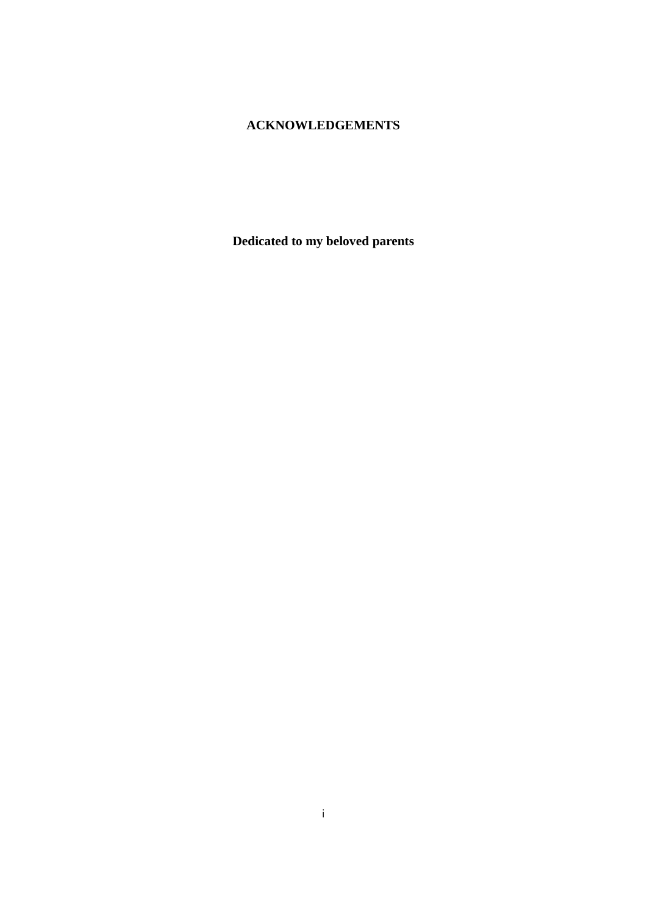# ACKNOWLEDGEMENTS

**Dedicated to my beloved parents**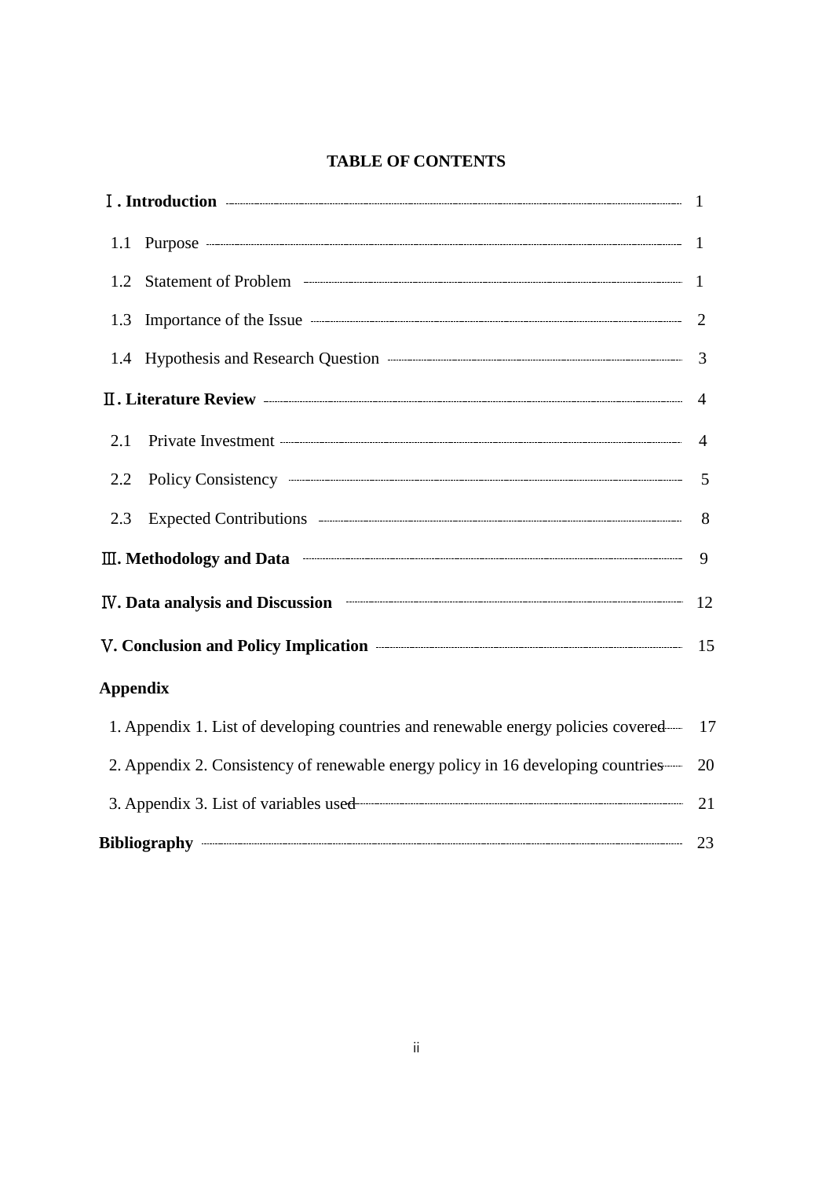**TABLE OF CONTENTS**

Ⅰ. **Introduction** ........ 1

1.1 Purpose ........ 1

1.2 Statement of Problem ........ 1

1.3 Importance of the Issue ........ 2

1.4 Hypothesis and Research Question ........ 3

Ⅱ. **Literature Review** ........ 4

2.1 Private Investment ........ 4

2.2 Policy Consistency ........ 5

2.3 Expected Contributions ........ 8

Ⅲ. **Methodology and Data** ........ 9

Ⅳ. **Data analysis and Discussion** ........ 12

Ⅴ. **Conclusion and Policy Implication** ........ 15

**Appendix**

1. Appendix 1. List of developing countries and renewable energy policies covered ........ 17

2. Appendix 2. Consistency of renewable energy policy in 16 developing countries ........ 20

3. Appendix 3. List of variables used ........ 21

**Bibliography** ........ 23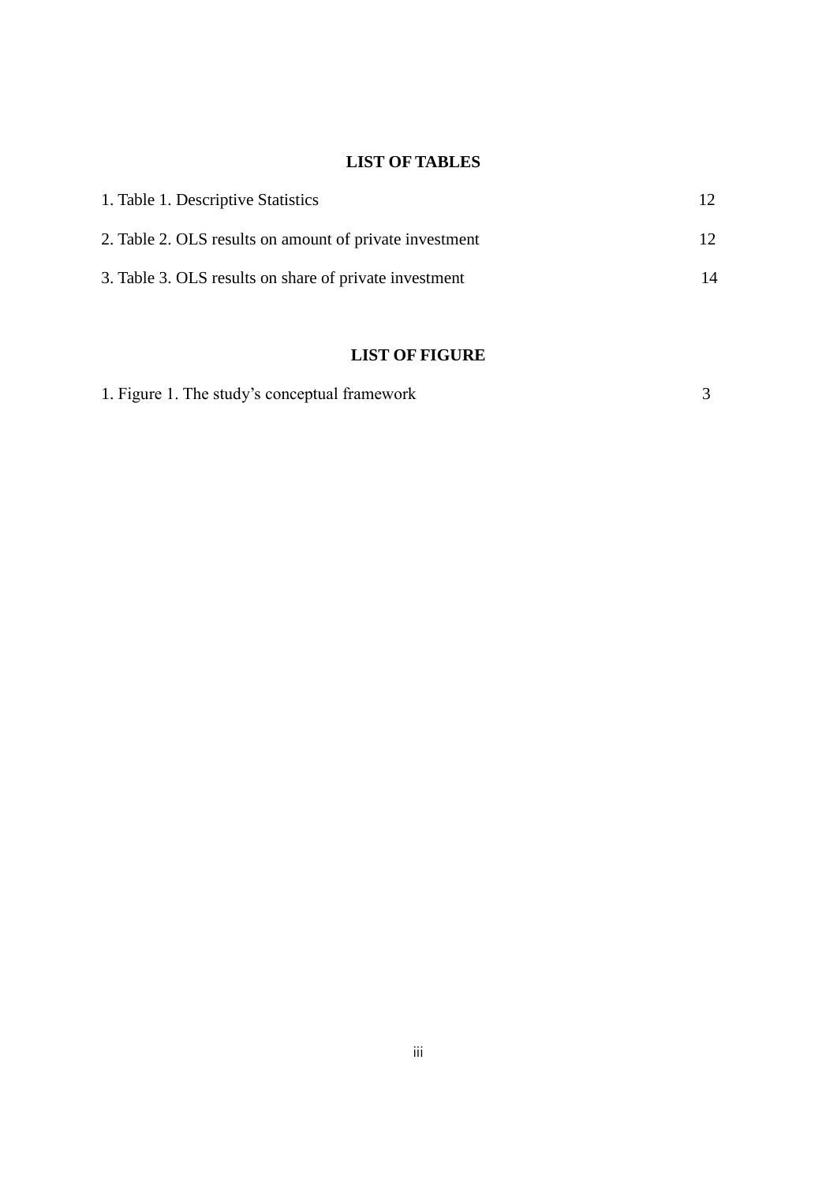## LIST OF TABLES

1. Table 1. Descriptive Statistics 12

2. Table 2. OLS results on amount of private investment 12

3. Table 3. OLS results on share of private investment 14

## LIST OF FIGURE

1. Figure 1. The study's conceptual framework 3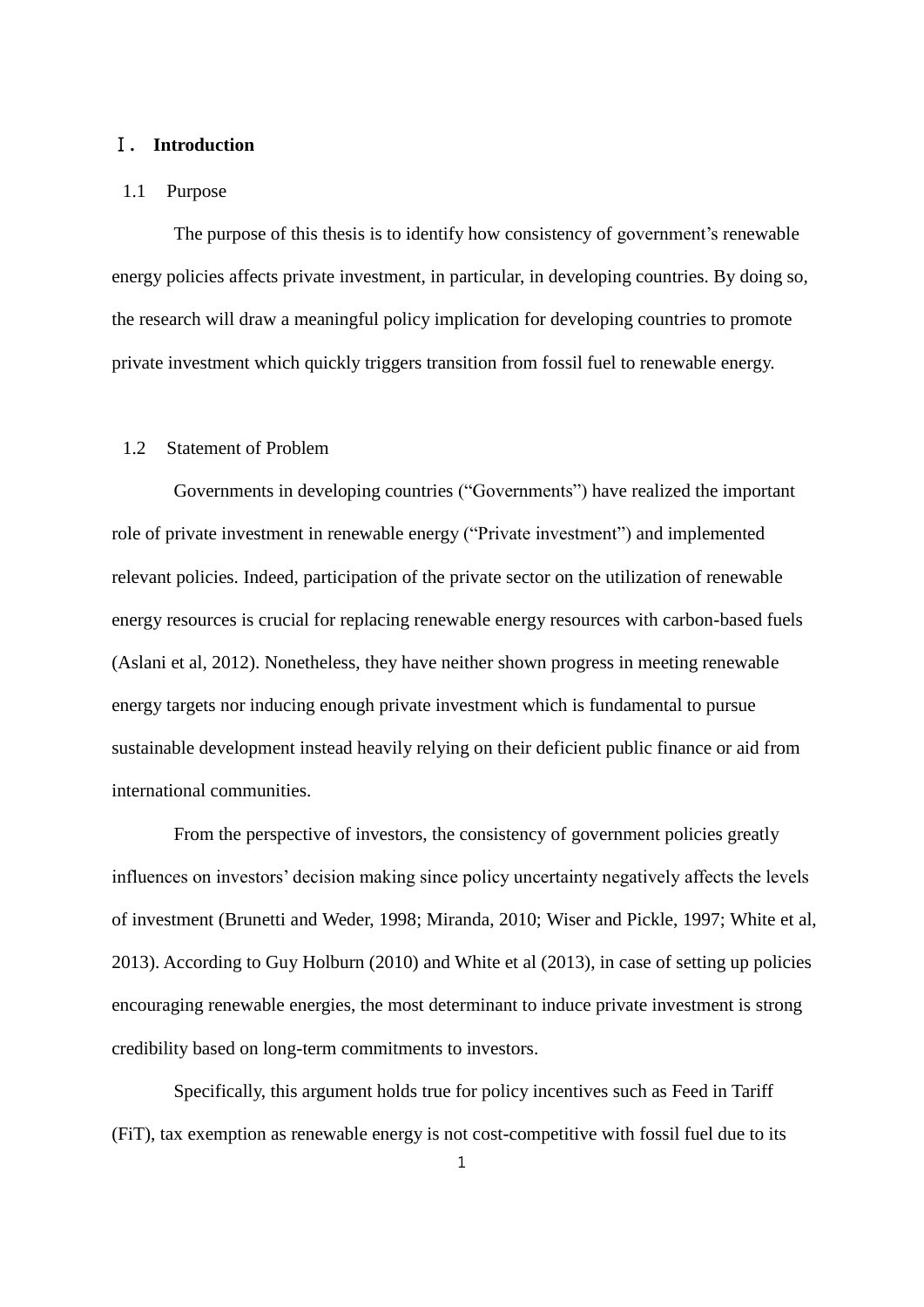# Ⅰ. Introduction

## 1.1 Purpose

The purpose of this thesis is to identify how consistency of government's renewable energy policies affects private investment, in particular, in developing countries. By doing so, the research will draw a meaningful policy implication for developing countries to promote private investment which quickly triggers transition from fossil fuel to renewable energy.

## 1.2 Statement of Problem

Governments in developing countries ("Governments") have realized the important role of private investment in renewable energy ("Private investment") and implemented relevant policies. Indeed, participation of the private sector on the utilization of renewable energy resources is crucial for replacing renewable energy resources with carbon-based fuels (Aslani et al, 2012). Nonetheless, they have neither shown progress in meeting renewable energy targets nor inducing enough private investment which is fundamental to pursue sustainable development instead heavily relying on their deficient public finance or aid from international communities.

From the perspective of investors, the consistency of government policies greatly influences on investors' decision making since policy uncertainty negatively affects the levels of investment (Brunetti and Weder, 1998; Miranda, 2010; Wiser and Pickle, 1997; White et al, 2013). According to Guy Holburn (2010) and White et al (2013), in case of setting up policies encouraging renewable energies, the most determinant to induce private investment is strong credibility based on long-term commitments to investors.

Specifically, this argument holds true for policy incentives such as Feed in Tariff (FiT), tax exemption as renewable energy is not cost-competitive with fossil fuel due to its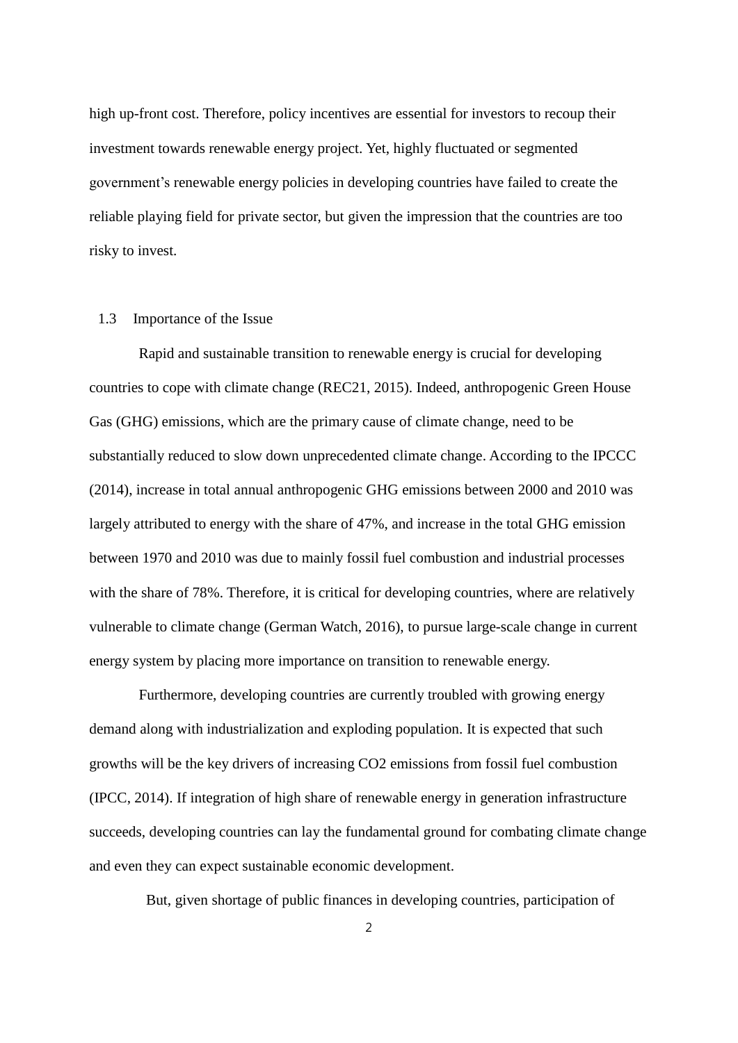high up-front cost. Therefore, policy incentives are essential for investors to recoup their investment towards renewable energy project. Yet, highly fluctuated or segmented government's renewable energy policies in developing countries have failed to create the reliable playing field for private sector, but given the impression that the countries are too risky to invest.

## 1.3 Importance of the Issue

Rapid and sustainable transition to renewable energy is crucial for developing countries to cope with climate change (REC21, 2015). Indeed, anthropogenic Green House Gas (GHG) emissions, which are the primary cause of climate change, need to be substantially reduced to slow down unprecedented climate change. According to the IPCCC (2014), increase in total annual anthropogenic GHG emissions between 2000 and 2010 was largely attributed to energy with the share of 47%, and increase in the total GHG emission between 1970 and 2010 was due to mainly fossil fuel combustion and industrial processes with the share of 78%. Therefore, it is critical for developing countries, where are relatively vulnerable to climate change (German Watch, 2016), to pursue large-scale change in current energy system by placing more importance on transition to renewable energy.

Furthermore, developing countries are currently troubled with growing energy demand along with industrialization and exploding population. It is expected that such growths will be the key drivers of increasing $CO_2$ emissions from fossil fuel combustion (IPCC, 2014). If integration of high share of renewable energy in generation infrastructure succeeds, developing countries can lay the fundamental ground for combating climate change and even they can expect sustainable economic development.

But, given shortage of public finances in developing countries, participation of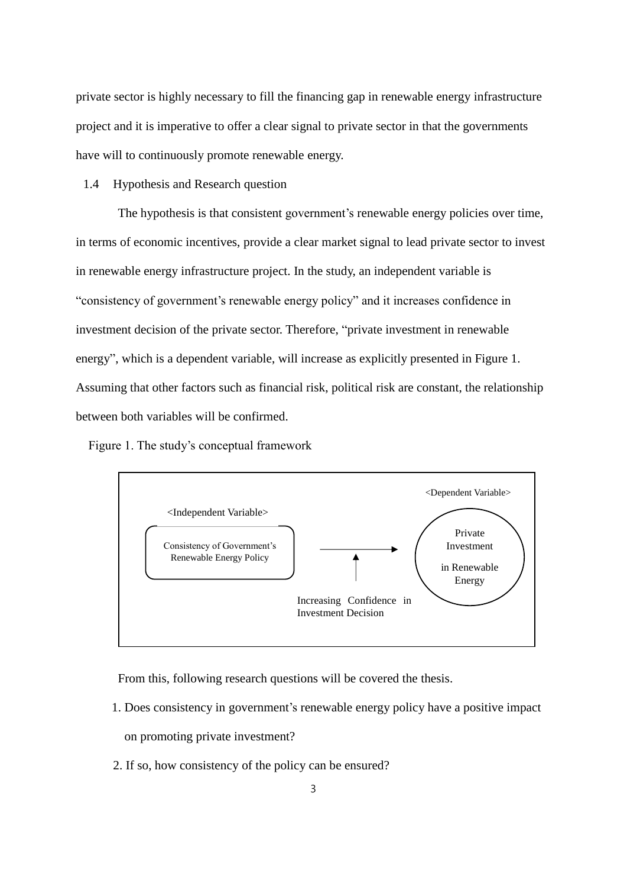private sector is highly necessary to fill the financing gap in renewable energy infrastructure project and it is imperative to offer a clear signal to private sector in that the governments have will to continuously promote renewable energy.

### 1.4 Hypothesis and Research question

The hypothesis is that consistent government's renewable energy policies over time, in terms of economic incentives, provide a clear market signal to lead private sector to invest in renewable energy infrastructure project. In the study, an independent variable is "consistency of government's renewable energy policy" and it increases confidence in investment decision of the private sector. Therefore, "private investment in renewable energy", which is a dependent variable, will increase as explicitly presented in Figure 1. Assuming that other factors such as financial risk, political risk are constant, the relationship between both variables will be confirmed.

Figure 1. The study's conceptual framework

<Independent Variable>

Consistency of Government's Renewable Energy Policy

→

Increasing Confidence in Investment Decision

<Dependent Variable>

Private Investment in Renewable Energy

From this, following research questions will be covered the thesis.

1. Does consistency in government's renewable energy policy have a positive impact on promoting private investment?
2. If so, how consistency of the policy can be ensured?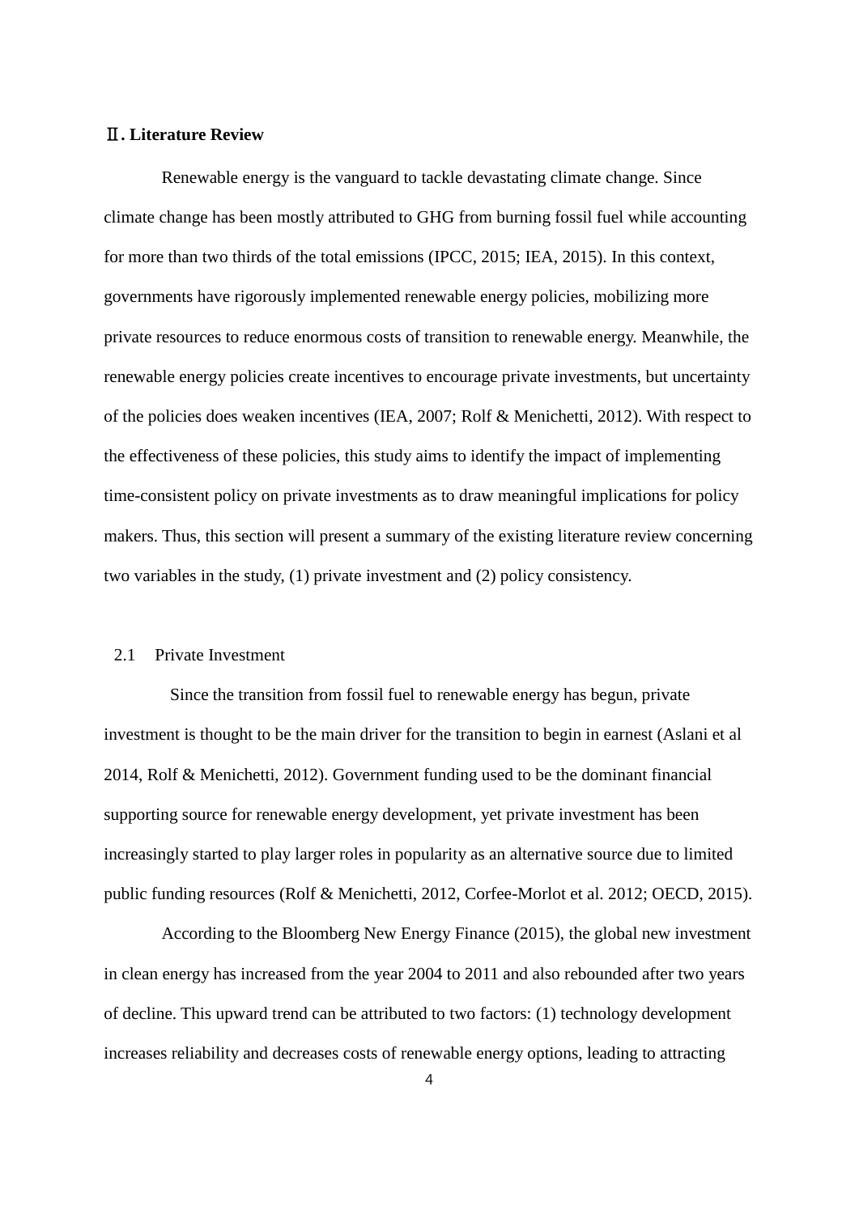## Ⅱ. Literature Review

Renewable energy is the vanguard to tackle devastating climate change. Since climate change has been mostly attributed to GHG from burning fossil fuel while accounting for more than two thirds of the total emissions (IPCC, 2015; IEA, 2015). In this context, governments have rigorously implemented renewable energy policies, mobilizing more private resources to reduce enormous costs of transition to renewable energy. Meanwhile, the renewable energy policies create incentives to encourage private investments, but uncertainty of the policies does weaken incentives (IEA, 2007; Rolf & Menichetti, 2012). With respect to the effectiveness of these policies, this study aims to identify the impact of implementing time-consistent policy on private investments as to draw meaningful implications for policy makers. Thus, this section will present a summary of the existing literature review concerning two variables in the study, (1) private investment and (2) policy consistency.

### 2.1 Private Investment

Since the transition from fossil fuel to renewable energy has begun, private investment is thought to be the main driver for the transition to begin in earnest (Aslani et al 2014, Rolf & Menichetti, 2012). Government funding used to be the dominant financial supporting source for renewable energy development, yet private investment has been increasingly started to play larger roles in popularity as an alternative source due to limited public funding resources (Rolf & Menichetti, 2012, Corfee-Morlot et al. 2012; OECD, 2015).

According to the Bloomberg New Energy Finance (2015), the global new investment in clean energy has increased from the year 2004 to 2011 and also rebounded after two years of decline. This upward trend can be attributed to two factors: (1) technology development increases reliability and decreases costs of renewable energy options, leading to attracting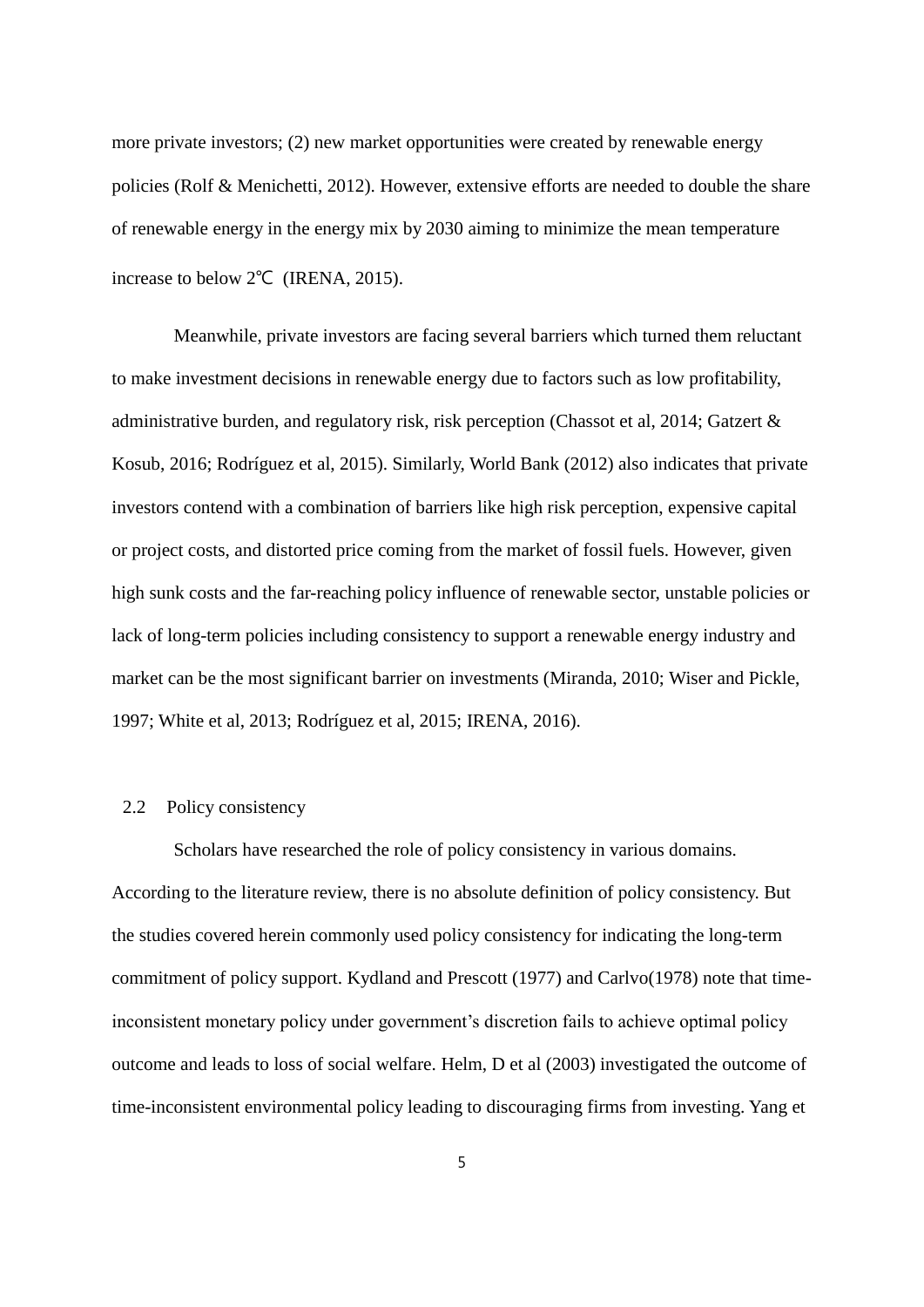more private investors; (2) new market opportunities were created by renewable energy policies (Rolf & Menichetti, 2012). However, extensive efforts are needed to double the share of renewable energy in the energy mix by 2030 aiming to minimize the mean temperature increase to below 2℃ (IRENA, 2015).

Meanwhile, private investors are facing several barriers which turned them reluctant to make investment decisions in renewable energy due to factors such as low profitability, administrative burden, and regulatory risk, risk perception (Chassot et al, 2014; Gatzert & Kosub, 2016; Rodríguez et al, 2015). Similarly, World Bank (2012) also indicates that private investors contend with a combination of barriers like high risk perception, expensive capital or project costs, and distorted price coming from the market of fossil fuels. However, given high sunk costs and the far-reaching policy influence of renewable sector, unstable policies or lack of long-term policies including consistency to support a renewable energy industry and market can be the most significant barrier on investments (Miranda, 2010; Wiser and Pickle, 1997; White et al, 2013; Rodríguez et al, 2015; IRENA, 2016).

## 2.2 Policy consistency

Scholars have researched the role of policy consistency in various domains. According to the literature review, there is no absolute definition of policy consistency. But the studies covered herein commonly used policy consistency for indicating the long-term commitment of policy support. Kydland and Prescott (1977) and Carlvo(1978) note that time-inconsistent monetary policy under government's discretion fails to achieve optimal policy outcome and leads to loss of social welfare. Helm, D et al (2003) investigated the outcome of time-inconsistent environmental policy leading to discouraging firms from investing. Yang et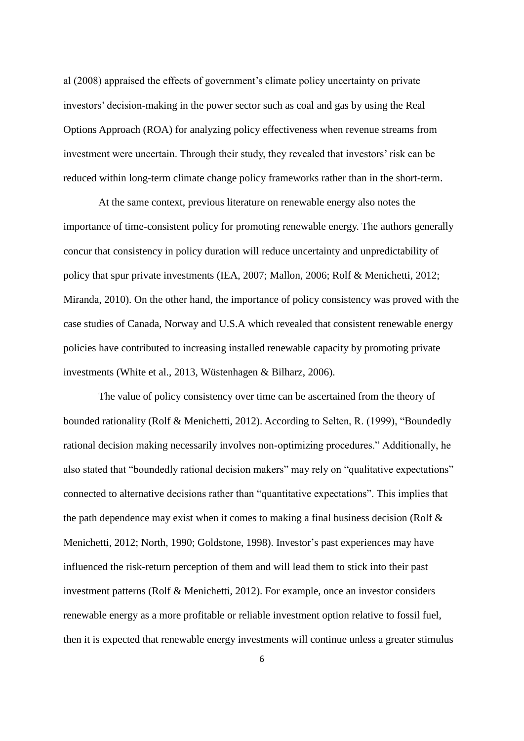al (2008) appraised the effects of government's climate policy uncertainty on private investors' decision-making in the power sector such as coal and gas by using the Real Options Approach (ROA) for analyzing policy effectiveness when revenue streams from investment were uncertain. Through their study, they revealed that investors' risk can be reduced within long-term climate change policy frameworks rather than in the short-term.

At the same context, previous literature on renewable energy also notes the importance of time-consistent policy for promoting renewable energy. The authors generally concur that consistency in policy duration will reduce uncertainty and unpredictability of policy that spur private investments (IEA, 2007; Mallon, 2006; Rolf & Menichetti, 2012; Miranda, 2010). On the other hand, the importance of policy consistency was proved with the case studies of Canada, Norway and U.S.A which revealed that consistent renewable energy policies have contributed to increasing installed renewable capacity by promoting private investments (White et al., 2013, Wüstenhagen & Bilharz, 2006).

The value of policy consistency over time can be ascertained from the theory of bounded rationality (Rolf & Menichetti, 2012). According to Selten, R. (1999), "Boundedly rational decision making necessarily involves non-optimizing procedures." Additionally, he also stated that "boundedly rational decision makers" may rely on "qualitative expectations" connected to alternative decisions rather than "quantitative expectations". This implies that the path dependence may exist when it comes to making a final business decision (Rolf & Menichetti, 2012; North, 1990; Goldstone, 1998). Investor's past experiences may have influenced the risk-return perception of them and will lead them to stick into their past investment patterns (Rolf & Menichetti, 2012). For example, once an investor considers renewable energy as a more profitable or reliable investment option relative to fossil fuel, then it is expected that renewable energy investments will continue unless a greater stimulus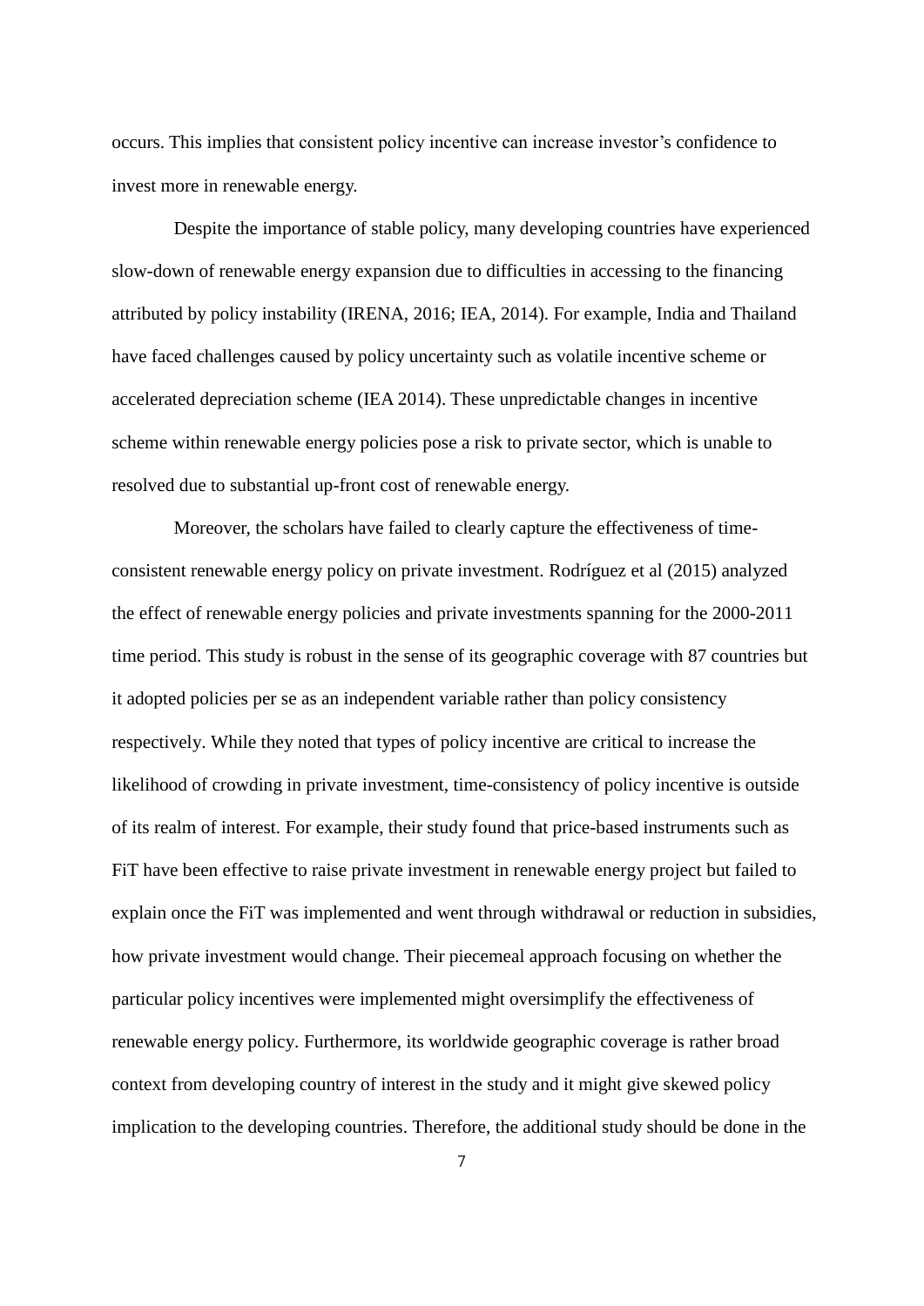occurs. This implies that consistent policy incentive can increase investor's confidence to invest more in renewable energy.

Despite the importance of stable policy, many developing countries have experienced slow-down of renewable energy expansion due to difficulties in accessing to the financing attributed by policy instability (IRENA, 2016; IEA, 2014). For example, India and Thailand have faced challenges caused by policy uncertainty such as volatile incentive scheme or accelerated depreciation scheme (IEA 2014). These unpredictable changes in incentive scheme within renewable energy policies pose a risk to private sector, which is unable to resolved due to substantial up-front cost of renewable energy.

Moreover, the scholars have failed to clearly capture the effectiveness of time-consistent renewable energy policy on private investment. Rodríguez et al (2015) analyzed the effect of renewable energy policies and private investments spanning for the 2000-2011 time period. This study is robust in the sense of its geographic coverage with 87 countries but it adopted policies per se as an independent variable rather than policy consistency respectively. While they noted that types of policy incentive are critical to increase the likelihood of crowding in private investment, time-consistency of policy incentive is outside of its realm of interest. For example, their study found that price-based instruments such as FiT have been effective to raise private investment in renewable energy project but failed to explain once the FiT was implemented and went through withdrawal or reduction in subsidies, how private investment would change. Their piecemeal approach focusing on whether the particular policy incentives were implemented might oversimplify the effectiveness of renewable energy policy. Furthermore, its worldwide geographic coverage is rather broad context from developing country of interest in the study and it might give skewed policy implication to the developing countries. Therefore, the additional study should be done in the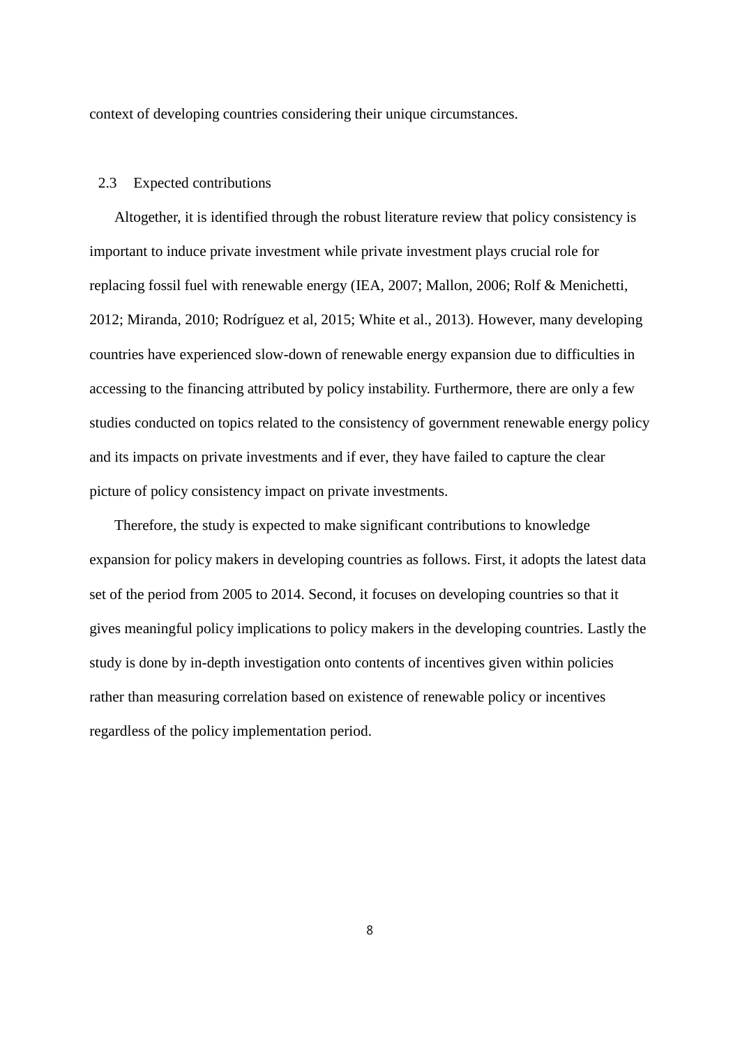context of developing countries considering their unique circumstances.

### 2.3 Expected contributions

Altogether, it is identified through the robust literature review that policy consistency is important to induce private investment while private investment plays crucial role for replacing fossil fuel with renewable energy (IEA, 2007; Mallon, 2006; Rolf & Menichetti, 2012; Miranda, 2010; Rodríguez et al, 2015; White et al., 2013). However, many developing countries have experienced slow-down of renewable energy expansion due to difficulties in accessing to the financing attributed by policy instability. Furthermore, there are only a few studies conducted on topics related to the consistency of government renewable energy policy and its impacts on private investments and if ever, they have failed to capture the clear picture of policy consistency impact on private investments.

Therefore, the study is expected to make significant contributions to knowledge expansion for policy makers in developing countries as follows. First, it adopts the latest data set of the period from 2005 to 2014. Second, it focuses on developing countries so that it gives meaningful policy implications to policy makers in the developing countries. Lastly the study is done by in-depth investigation onto contents of incentives given within policies rather than measuring correlation based on existence of renewable policy or incentives regardless of the policy implementation period.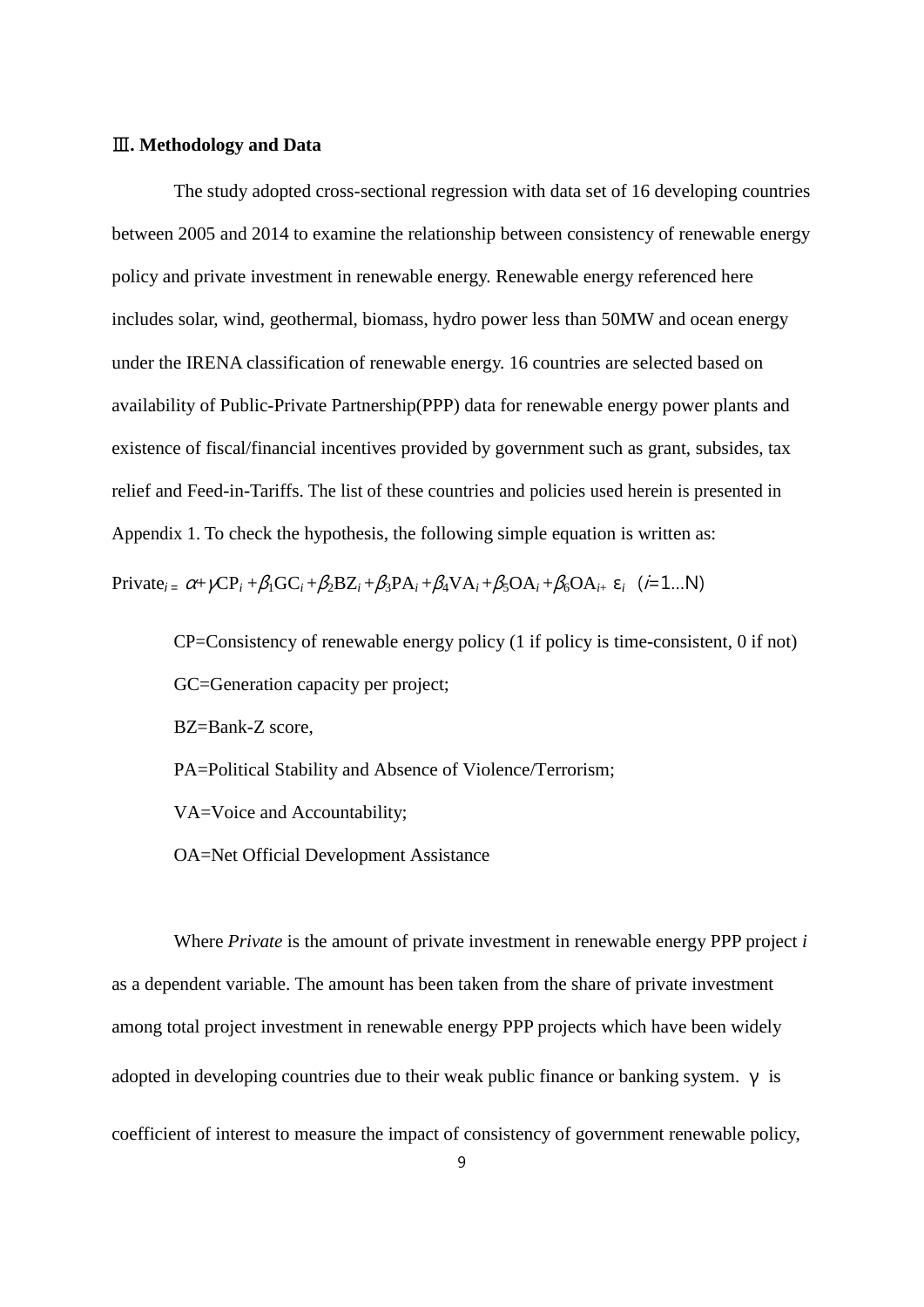## Ⅲ. Methodology and Data

The study adopted cross-sectional regression with data set of 16 developing countries between 2005 and 2014 to examine the relationship between consistency of renewable energy policy and private investment in renewable energy. Renewable energy referenced here includes solar, wind, geothermal, biomass, hydro power less than 50MW and ocean energy under the IRENA classification of renewable energy. 16 countries are selected based on availability of Public-Private Partnership(PPP) data for renewable energy power plants and existence of fiscal/financial incentives provided by government such as grant, subsides, tax relief and Feed-in-Tariffs. The list of these countries and policies used herein is presented in Appendix 1. To check the hypothesis, the following simple equation is written as:

$$\text{Private}_i = \alpha + \gamma \text{CP}_i + \beta_1 \text{GC}_i + \beta_2 \text{BZ}_i + \beta_3 \text{PA}_i + \beta_4 \text{VA}_i + \beta_5 \text{OA}_i + \beta_6 \text{OA}_i + \varepsilon_i \quad (i = 1 \ldots N)$$

CP=Consistency of renewable energy policy (1 if policy is time-consistent, 0 if not)

GC=Generation capacity per project;

BZ=Bank-Z score,

PA=Political Stability and Absence of Violence/Terrorism;

VA=Voice and Accountability;

OA=Net Official Development Assistance

Where *Private* is the amount of private investment in renewable energy PPP project *i* as a dependent variable. The amount has been taken from the share of private investment among total project investment in renewable energy PPP projects which have been widely adopted in developing countries due to their weak public finance or banking system. $\gamma$ is coefficient of interest to measure the impact of consistency of government renewable policy,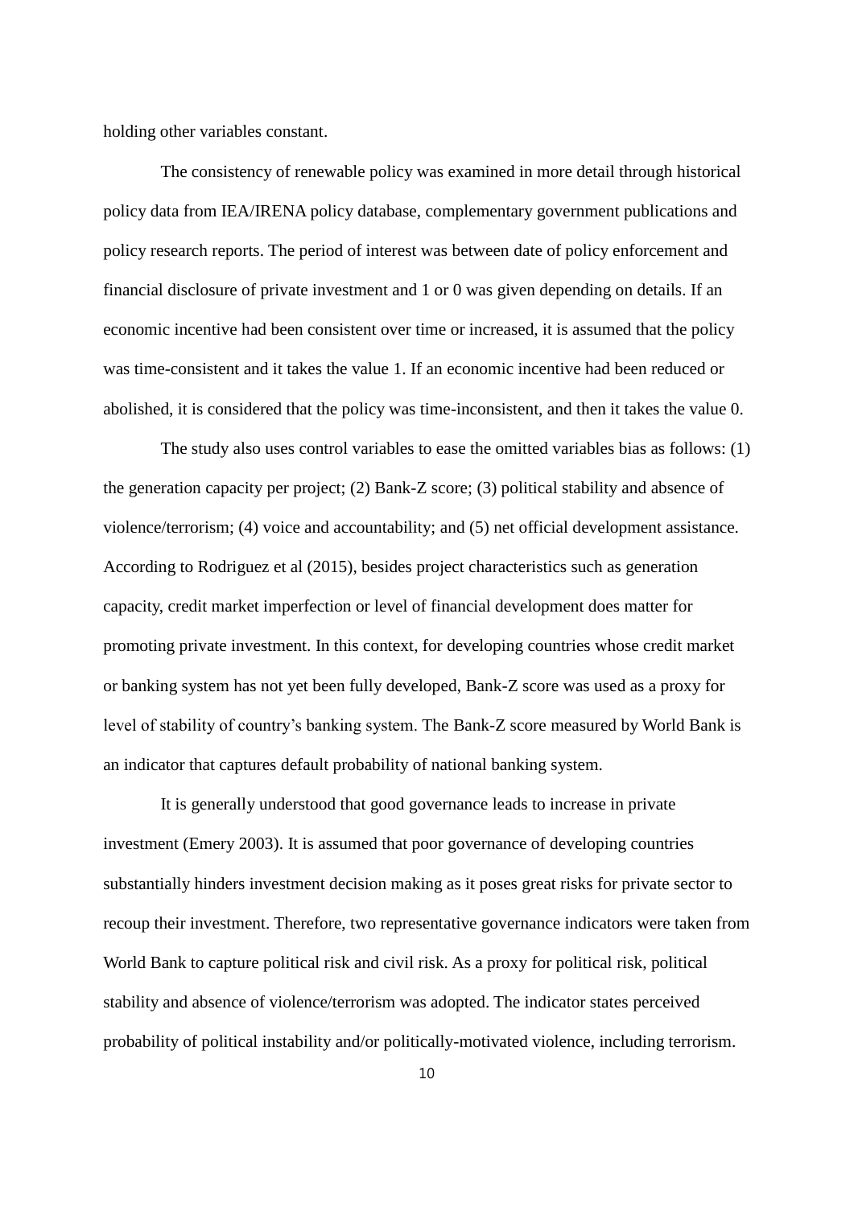holding other variables constant.

The consistency of renewable policy was examined in more detail through historical policy data from IEA/IRENA policy database, complementary government publications and policy research reports. The period of interest was between date of policy enforcement and financial disclosure of private investment and 1 or 0 was given depending on details. If an economic incentive had been consistent over time or increased, it is assumed that the policy was time-consistent and it takes the value 1. If an economic incentive had been reduced or abolished, it is considered that the policy was time-inconsistent, and then it takes the value 0.

The study also uses control variables to ease the omitted variables bias as follows: (1) the generation capacity per project; (2) Bank-Z score; (3) political stability and absence of violence/terrorism; (4) voice and accountability; and (5) net official development assistance. According to Rodriguez et al (2015), besides project characteristics such as generation capacity, credit market imperfection or level of financial development does matter for promoting private investment. In this context, for developing countries whose credit market or banking system has not yet been fully developed, Bank-Z score was used as a proxy for level of stability of country's banking system. The Bank-Z score measured by World Bank is an indicator that captures default probability of national banking system.

It is generally understood that good governance leads to increase in private investment (Emery 2003). It is assumed that poor governance of developing countries substantially hinders investment decision making as it poses great risks for private sector to recoup their investment. Therefore, two representative governance indicators were taken from World Bank to capture political risk and civil risk. As a proxy for political risk, political stability and absence of violence/terrorism was adopted. The indicator states perceived probability of political instability and/or politically-motivated violence, including terrorism.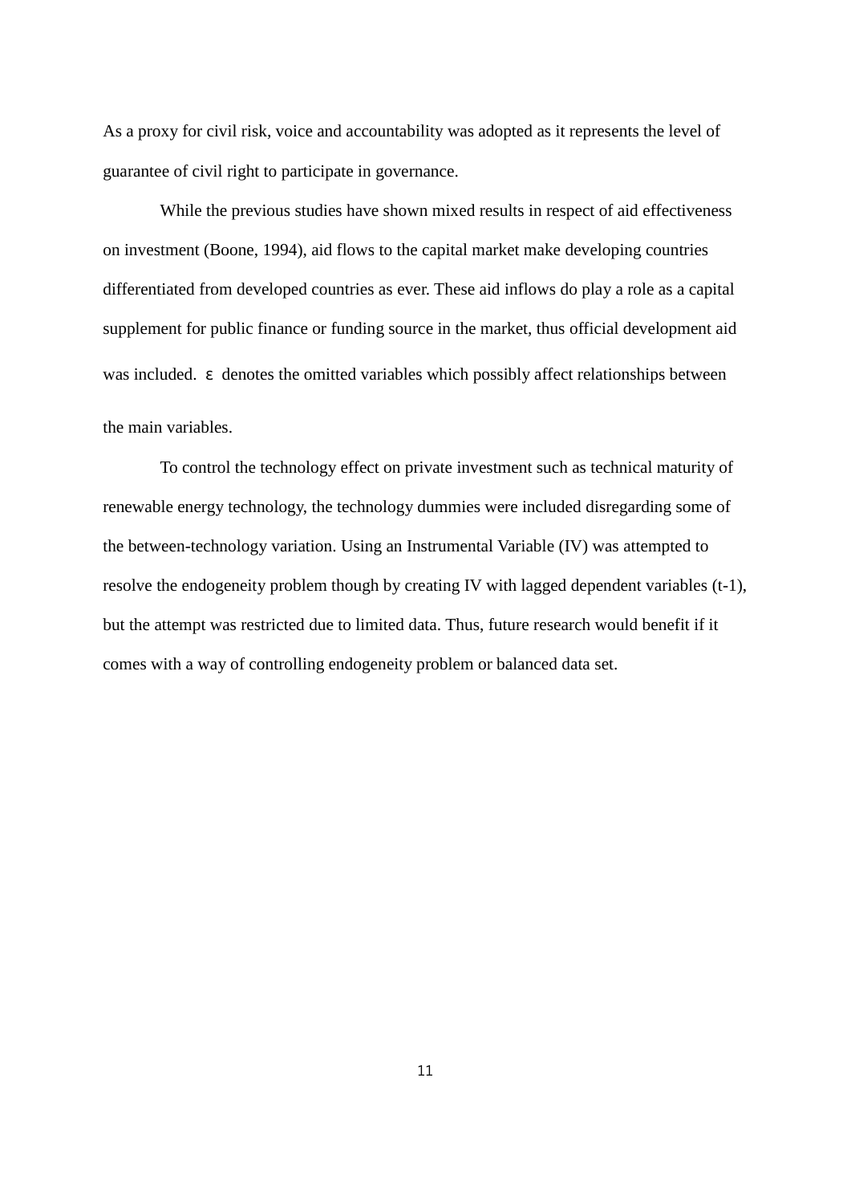As a proxy for civil risk, voice and accountability was adopted as it represents the level of guarantee of civil right to participate in governance.

While the previous studies have shown mixed results in respect of aid effectiveness on investment (Boone, 1994), aid flows to the capital market make developing countries differentiated from developed countries as ever. These aid inflows do play a role as a capital supplement for public finance or funding source in the market, thus official development aid was included. $\varepsilon$ denotes the omitted variables which possibly affect relationships between the main variables.

To control the technology effect on private investment such as technical maturity of renewable energy technology, the technology dummies were included disregarding some of the between-technology variation. Using an Instrumental Variable (IV) was attempted to resolve the endogeneity problem though by creating IV with lagged dependent variables (t-1), but the attempt was restricted due to limited data. Thus, future research would benefit if it comes with a way of controlling endogeneity problem or balanced data set.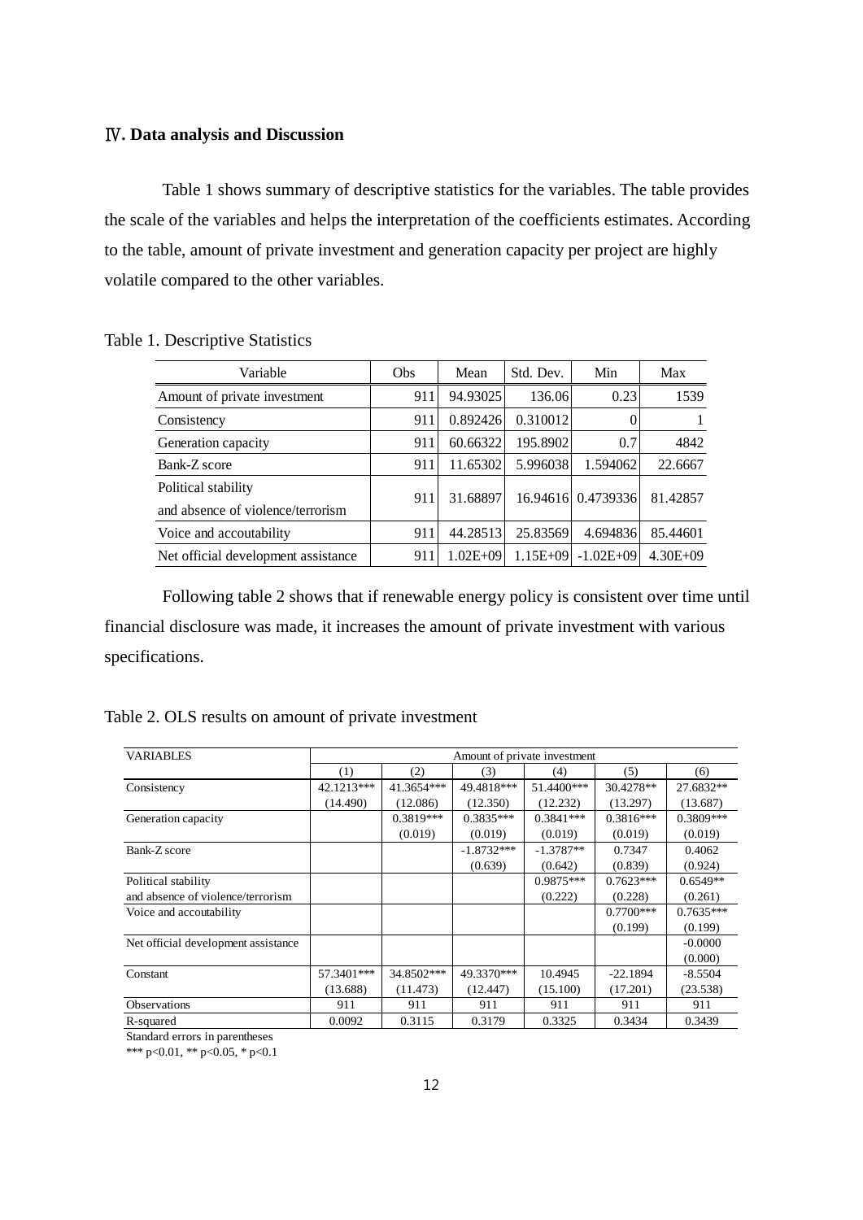## Ⅳ. Data analysis and Discussion

Table 1 shows summary of descriptive statistics for the variables. The table provides the scale of the variables and helps the interpretation of the coefficients estimates. According to the table, amount of private investment and generation capacity per project are highly volatile compared to the other variables.

Table 1. Descriptive Statistics

| Variable | Obs | Mean | Std. Dev. | Min | Max |
|---|---|---|---|---|---|
| Amount of private investment | 911 | 94.93025 | 136.06 | 0.23 | 1539 |
| Consistency | 911 | 0.892426 | 0.310012 | 0 | 1 |
| Generation capacity | 911 | 60.66322 | 195.8902 | 0.7 | 4842 |
| Bank-Z score | 911 | 11.65302 | 5.996038 | 1.594062 | 22.6667 |
| Political stability and absence of violence/terrorism | 911 | 31.68897 | 16.94616 | 0.4739336 | 81.42857 |
| Voice and accoutability | 911 | 44.28513 | 25.83569 | 4.694836 | 85.44601 |
| Net official development assistance | 911 | 1.02E+09 | 1.15E+09 | -1.02E+09 | 4.30E+09 |

Following table 2 shows that if renewable energy policy is consistent over time until financial disclosure was made, it increases the amount of private investment with various specifications.

Table 2. OLS results on amount of private investment

| VARIABLES | Amount of private investment | | | | | |
|---|---|---|---|---|---|---|
| | (1) | (2) | (3) | (4) | (5) | (6) |
| Consistency | 42.1213*** | 41.3654*** | 49.4818*** | 51.4400*** | 30.4278** | 27.6832** |
| | (14.490) | (12.086) | (12.350) | (12.232) | (13.297) | (13.687) |
| Generation capacity | | 0.3819*** | 0.3835*** | 0.3841*** | 0.3816*** | 0.3809*** |
| | | (0.019) | (0.019) | (0.019) | (0.019) | (0.019) |
| Bank-Z score | | | -1.8732*** | -1.3787** | 0.7347 | 0.4062 |
| | | | (0.639) | (0.642) | (0.839) | (0.924) |
| Political stability and absence of violence/terrorism | | | | 0.9875*** | 0.7623*** | 0.6549** |
| | | | | (0.222) | (0.228) | (0.261) |
| Voice and accoutability | | | | | 0.7700*** | 0.7635*** |
| | | | | | (0.199) | (0.199) |
| Net official development assistance | | | | | | -0.0000 |
| | | | | | | (0.000) |
| Constant | 57.3401*** | 34.8502*** | 49.3370*** | 10.4945 | -22.1894 | -8.5504 |
| | (13.688) | (11.473) | (12.447) | (15.100) | (17.201) | (23.538) |
| Observations | 911 | 911 | 911 | 911 | 911 | 911 |
| R-squared | 0.0092 | 0.3115 | 0.3179 | 0.3325 | 0.3434 | 0.3439 |

Standard errors in parentheses

*** p<0.01, ** p<0.05, * p<0.1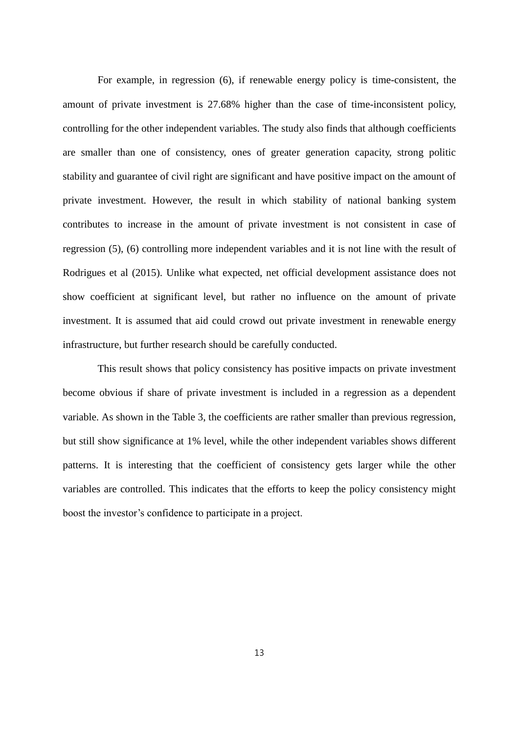For example, in regression (6), if renewable energy policy is time-consistent, the amount of private investment is 27.68% higher than the case of time-inconsistent policy, controlling for the other independent variables. The study also finds that although coefficients are smaller than one of consistency, ones of greater generation capacity, strong politic stability and guarantee of civil right are significant and have positive impact on the amount of private investment. However, the result in which stability of national banking system contributes to increase in the amount of private investment is not consistent in case of regression (5), (6) controlling more independent variables and it is not line with the result of Rodrigues et al (2015). Unlike what expected, net official development assistance does not show coefficient at significant level, but rather no influence on the amount of private investment. It is assumed that aid could crowd out private investment in renewable energy infrastructure, but further research should be carefully conducted.

This result shows that policy consistency has positive impacts on private investment become obvious if share of private investment is included in a regression as a dependent variable. As shown in the Table 3, the coefficients are rather smaller than previous regression, but still show significance at 1% level, while the other independent variables shows different patterns. It is interesting that the coefficient of consistency gets larger while the other variables are controlled. This indicates that the efforts to keep the policy consistency might boost the investor's confidence to participate in a project.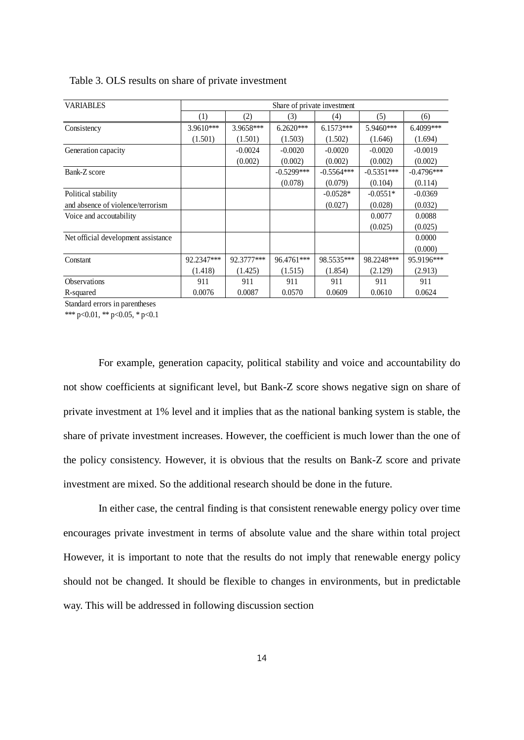Table 3. OLS results on share of private investment

| VARIABLES | Share of private investment | | | | | |
|---|---|---|---|---|---|---|
| | (1) | (2) | (3) | (4) | (5) | (6) |
| Consistency | 3.9610*** | 3.9658*** | 6.2620*** | 6.1573*** | 5.9460*** | 6.4099*** |
| | (1.501) | (1.501) | (1.503) | (1.502) | (1.646) | (1.694) |
| Generation capacity | | -0.0024 | -0.0020 | -0.0020 | -0.0020 | -0.0019 |
| | | (0.002) | (0.002) | (0.002) | (0.002) | (0.002) |
| Bank-Z score | | | -0.5299*** | -0.5564*** | -0.5351*** | -0.4796*** |
| | | | (0.078) | (0.079) | (0.104) | (0.114) |
| Political stability | | | | -0.0528* | -0.0551* | -0.0369 |
| and absence of violence/terrorism | | | | (0.027) | (0.028) | (0.032) |
| Voice and accoutability | | | | | 0.0077 | 0.0088 |
| | | | | | (0.025) | (0.025) |
| Net official development assistance | | | | | | 0.0000 |
| | | | | | | (0.000) |
| Constant | 92.2347*** | 92.3777*** | 96.4761*** | 98.5535*** | 98.2248*** | 95.9196*** |
| | (1.418) | (1.425) | (1.515) | (1.854) | (2.129) | (2.913) |
| Observations | 911 | 911 | 911 | 911 | 911 | 911 |
| R-squared | 0.0076 | 0.0087 | 0.0570 | 0.0609 | 0.0610 | 0.0624 |

Standard errors in parentheses

*** p<0.01, ** p<0.05, * p<0.1

For example, generation capacity, political stability and voice and accountability do not show coefficients at significant level, but Bank-Z score shows negative sign on share of private investment at 1% level and it implies that as the national banking system is stable, the share of private investment increases. However, the coefficient is much lower than the one of the policy consistency. However, it is obvious that the results on Bank-Z score and private investment are mixed. So the additional research should be done in the future.

In either case, the central finding is that consistent renewable energy policy over time encourages private investment in terms of absolute value and the share within total project However, it is important to note that the results do not imply that renewable energy policy should not be changed. It should be flexible to changes in environments, but in predictable way. This will be addressed in following discussion section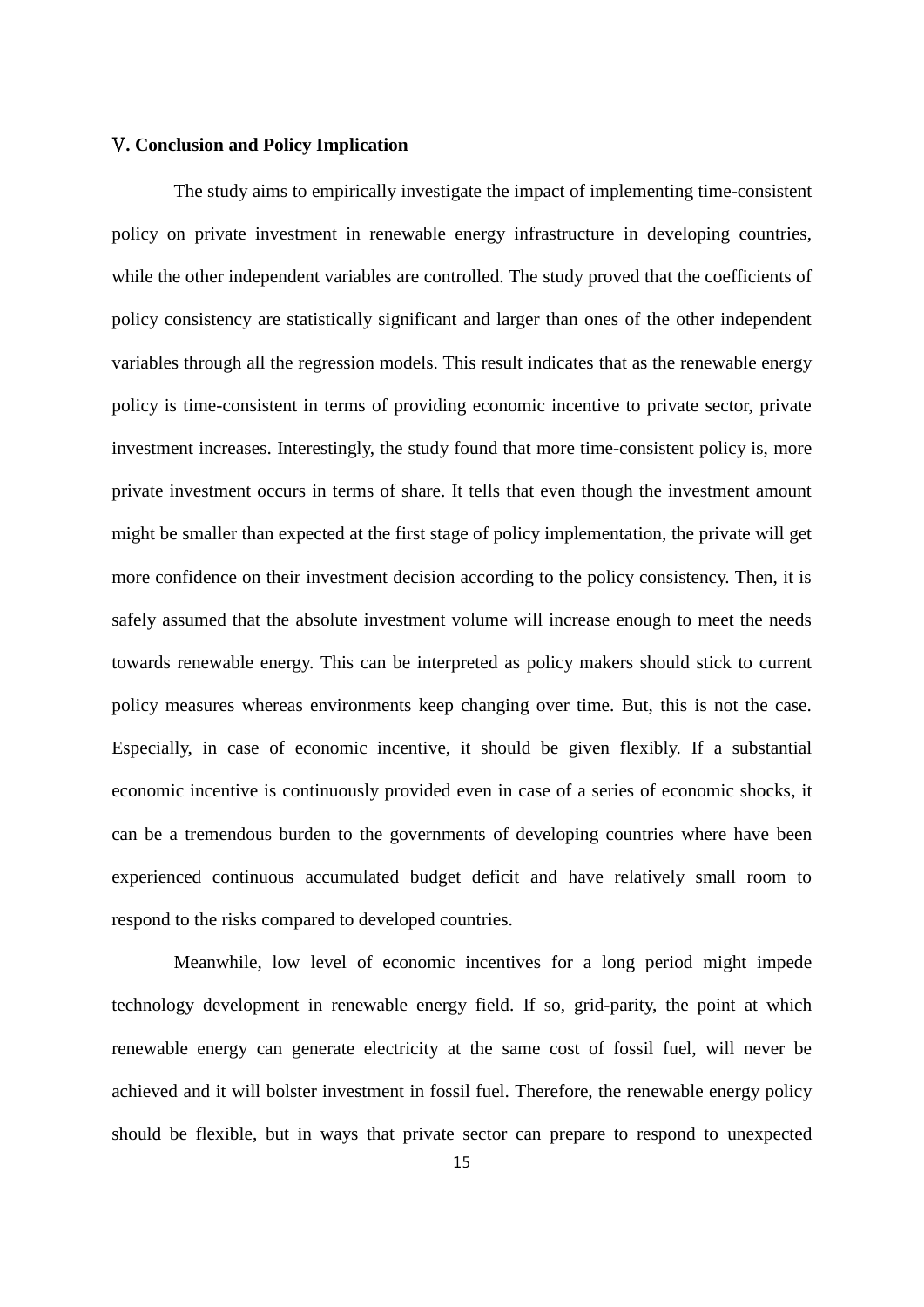## Ⅴ. Conclusion and Policy Implication

The study aims to empirically investigate the impact of implementing time-consistent policy on private investment in renewable energy infrastructure in developing countries, while the other independent variables are controlled. The study proved that the coefficients of policy consistency are statistically significant and larger than ones of the other independent variables through all the regression models. This result indicates that as the renewable energy policy is time-consistent in terms of providing economic incentive to private sector, private investment increases. Interestingly, the study found that more time-consistent policy is, more private investment occurs in terms of share. It tells that even though the investment amount might be smaller than expected at the first stage of policy implementation, the private will get more confidence on their investment decision according to the policy consistency. Then, it is safely assumed that the absolute investment volume will increase enough to meet the needs towards renewable energy. This can be interpreted as policy makers should stick to current policy measures whereas environments keep changing over time. But, this is not the case. Especially, in case of economic incentive, it should be given flexibly. If a substantial economic incentive is continuously provided even in case of a series of economic shocks, it can be a tremendous burden to the governments of developing countries where have been experienced continuous accumulated budget deficit and have relatively small room to respond to the risks compared to developed countries.

Meanwhile, low level of economic incentives for a long period might impede technology development in renewable energy field. If so, grid-parity, the point at which renewable energy can generate electricity at the same cost of fossil fuel, will never be achieved and it will bolster investment in fossil fuel. Therefore, the renewable energy policy should be flexible, but in ways that private sector can prepare to respond to unexpected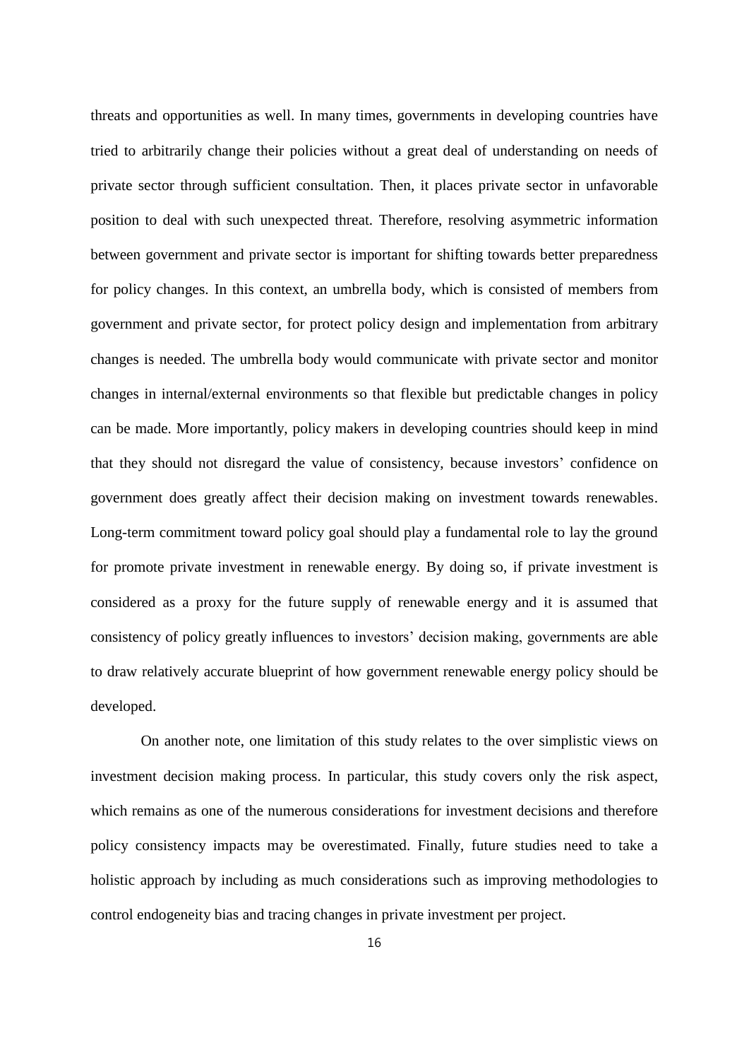threats and opportunities as well. In many times, governments in developing countries have tried to arbitrarily change their policies without a great deal of understanding on needs of private sector through sufficient consultation. Then, it places private sector in unfavorable position to deal with such unexpected threat. Therefore, resolving asymmetric information between government and private sector is important for shifting towards better preparedness for policy changes. In this context, an umbrella body, which is consisted of members from government and private sector, for protect policy design and implementation from arbitrary changes is needed. The umbrella body would communicate with private sector and monitor changes in internal/external environments so that flexible but predictable changes in policy can be made. More importantly, policy makers in developing countries should keep in mind that they should not disregard the value of consistency, because investors' confidence on government does greatly affect their decision making on investment towards renewables. Long-term commitment toward policy goal should play a fundamental role to lay the ground for promote private investment in renewable energy. By doing so, if private investment is considered as a proxy for the future supply of renewable energy and it is assumed that consistency of policy greatly influences to investors' decision making, governments are able to draw relatively accurate blueprint of how government renewable energy policy should be developed.

On another note, one limitation of this study relates to the over simplistic views on investment decision making process. In particular, this study covers only the risk aspect, which remains as one of the numerous considerations for investment decisions and therefore policy consistency impacts may be overestimated. Finally, future studies need to take a holistic approach by including as much considerations such as improving methodologies to control endogeneity bias and tracing changes in private investment per project.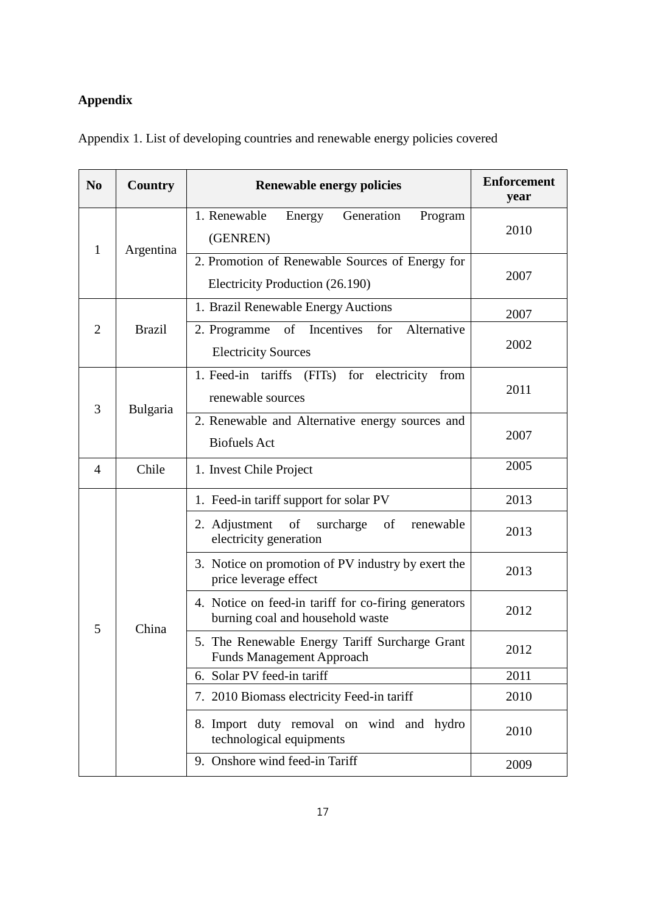**Appendix**

Appendix 1. List of developing countries and renewable energy policies covered

| No | Country | Renewable energy policies | Enforcement year |
|---|---|---|---|
| 1 | Argentina | 1. Renewable Energy Generation Program (GENREN) | 2010 |
| | | 2. Promotion of Renewable Sources of Energy for Electricity Production (26.190) | 2007 |
| 2 | Brazil | 1. Brazil Renewable Energy Auctions | 2007 |
| | | 2. Programme of Incentives for Alternative Electricity Sources | 2002 |
| 3 | Bulgaria | 1. Feed-in tariffs (FITs) for electricity from renewable sources | 2011 |
| | | 2. Renewable and Alternative energy sources and Biofuels Act | 2007 |
| 4 | Chile | 1. Invest Chile Project | 2005 |
| 5 | China | 1. Feed-in tariff support for solar PV | 2013 |
| | | 2. Adjustment of surcharge of renewable electricity generation | 2013 |
| | | 3. Notice on promotion of PV industry by exert the price leverage effect | 2013 |
| | | 4. Notice on feed-in tariff for co-firing generators burning coal and household waste | 2012 |
| | | 5. The Renewable Energy Tariff Surcharge Grant Funds Management Approach | 2012 |
| | | 6. Solar PV feed-in tariff | 2011 |
| | | 7. 2010 Biomass electricity Feed-in tariff | 2010 |
| | | 8. Import duty removal on wind and hydro technological equipments | 2010 |
| | | 9. Onshore wind feed-in Tariff | 2009 |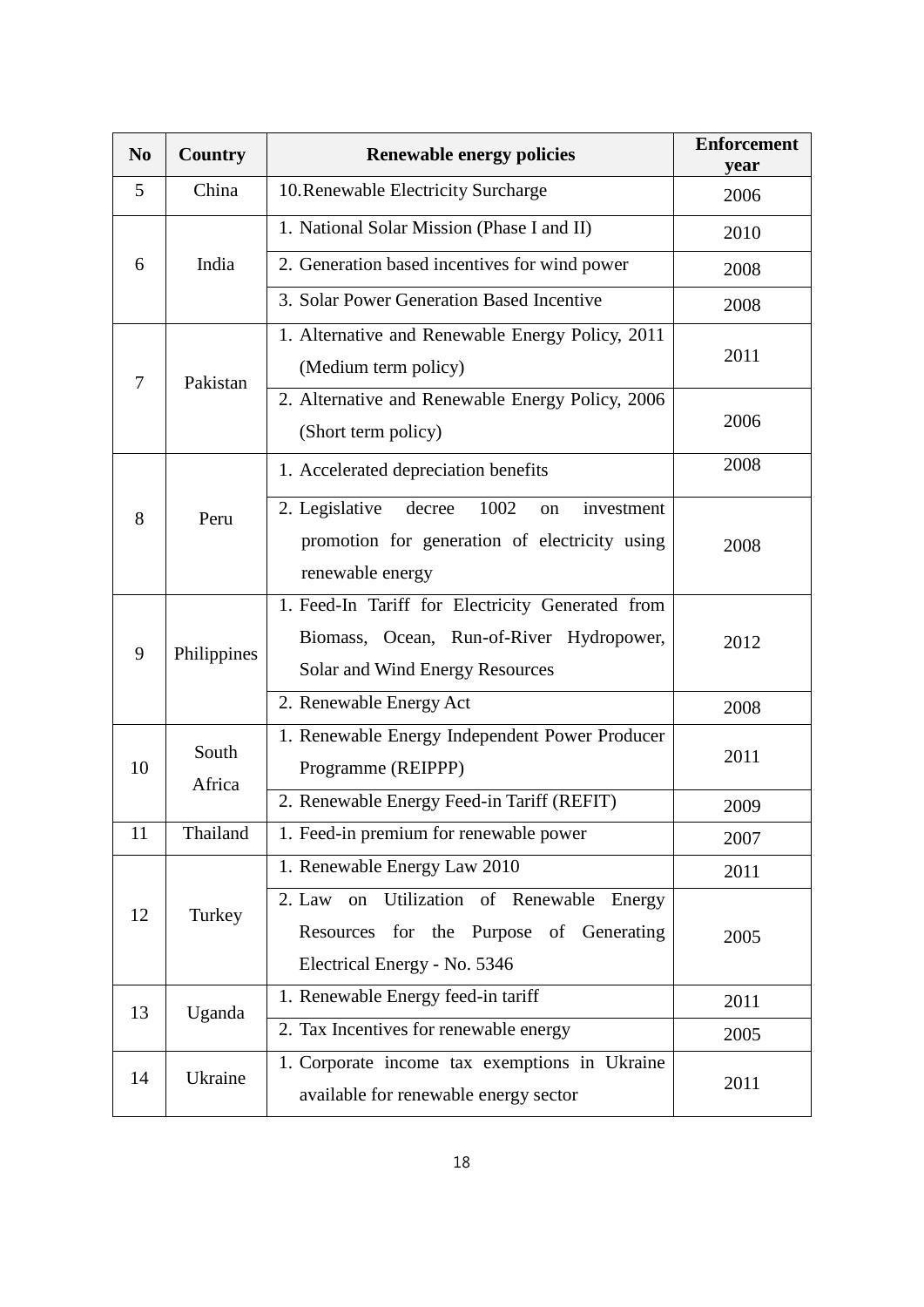| No | Country | Renewable energy policies | Enforcement year |
|---|---|---|---|
| 5 | China | 10.Renewable Electricity Surcharge | 2006 |
| 6 | India | 1. National Solar Mission (Phase I and II) | 2010 |
| | | 2. Generation based incentives for wind power | 2008 |
| | | 3. Solar Power Generation Based Incentive | 2008 |
| 7 | Pakistan | 1. Alternative and Renewable Energy Policy, 2011 (Medium term policy) | 2011 |
| | | 2. Alternative and Renewable Energy Policy, 2006 (Short term policy) | 2006 |
| 8 | Peru | 1. Accelerated depreciation benefits | 2008 |
| | | 2. Legislative decree 1002 on investment promotion for generation of electricity using renewable energy | 2008 |
| 9 | Philippines | 1. Feed-In Tariff for Electricity Generated from Biomass, Ocean, Run-of-River Hydropower, Solar and Wind Energy Resources | 2012 |
| | | 2. Renewable Energy Act | 2008 |
| 10 | South Africa | 1. Renewable Energy Independent Power Producer Programme (REIPPP) | 2011 |
| | | 2. Renewable Energy Feed-in Tariff (REFIT) | 2009 |
| 11 | Thailand | 1. Feed-in premium for renewable power | 2007 |
| 12 | Turkey | 1. Renewable Energy Law 2010 | 2011 |
| | | 2. Law on Utilization of Renewable Energy Resources for the Purpose of Generating Electrical Energy - No. 5346 | 2005 |
| 13 | Uganda | 1. Renewable Energy feed-in tariff | 2011 |
| | | 2. Tax Incentives for renewable energy | 2005 |
| 14 | Ukraine | 1. Corporate income tax exemptions in Ukraine available for renewable energy sector | 2011 |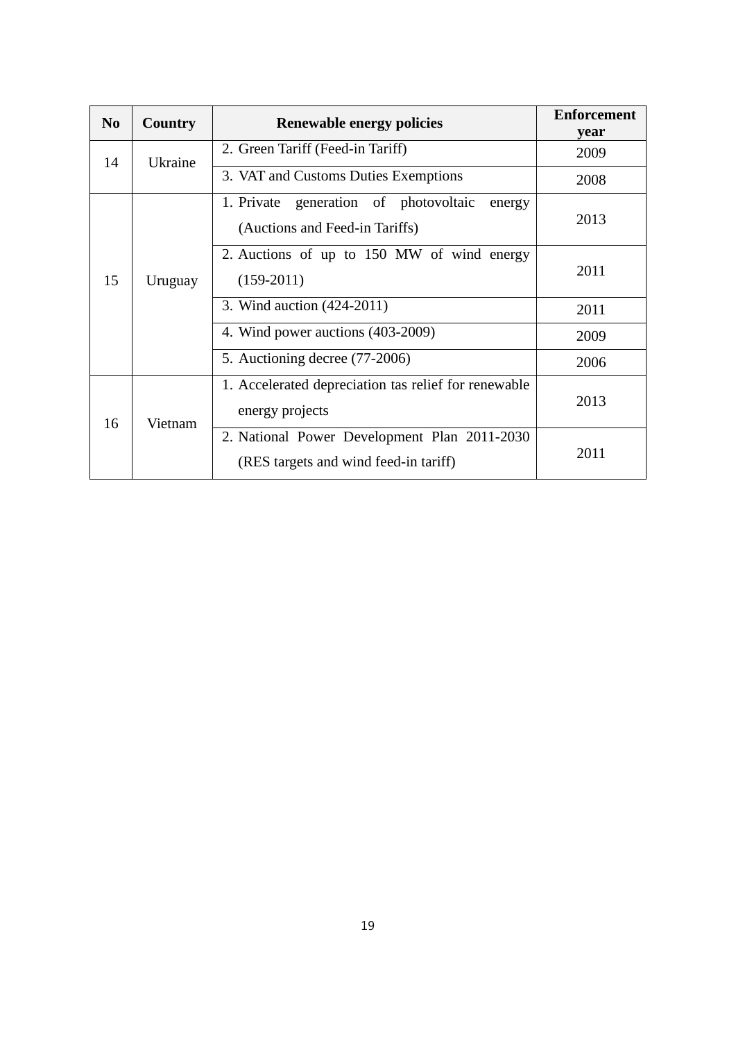| No | Country | Renewable energy policies | Enforcement year |
|---|---|---|---|
| 14 | Ukraine | 2. Green Tariff (Feed-in Tariff) | 2009 |
| | | 3. VAT and Customs Duties Exemptions | 2008 |
| 15 | Uruguay | 1. Private generation of photovoltaic energy (Auctions and Feed-in Tariffs) | 2013 |
| | | 2. Auctions of up to 150 MW of wind energy (159-2011) | 2011 |
| | | 3. Wind auction (424-2011) | 2011 |
| | | 4. Wind power auctions (403-2009) | 2009 |
| | | 5. Auctioning decree (77-2006) | 2006 |
| 16 | Vietnam | 1. Accelerated depreciation tas relief for renewable energy projects | 2013 |
| | | 2. National Power Development Plan 2011-2030 (RES targets and wind feed-in tariff) | 2011 |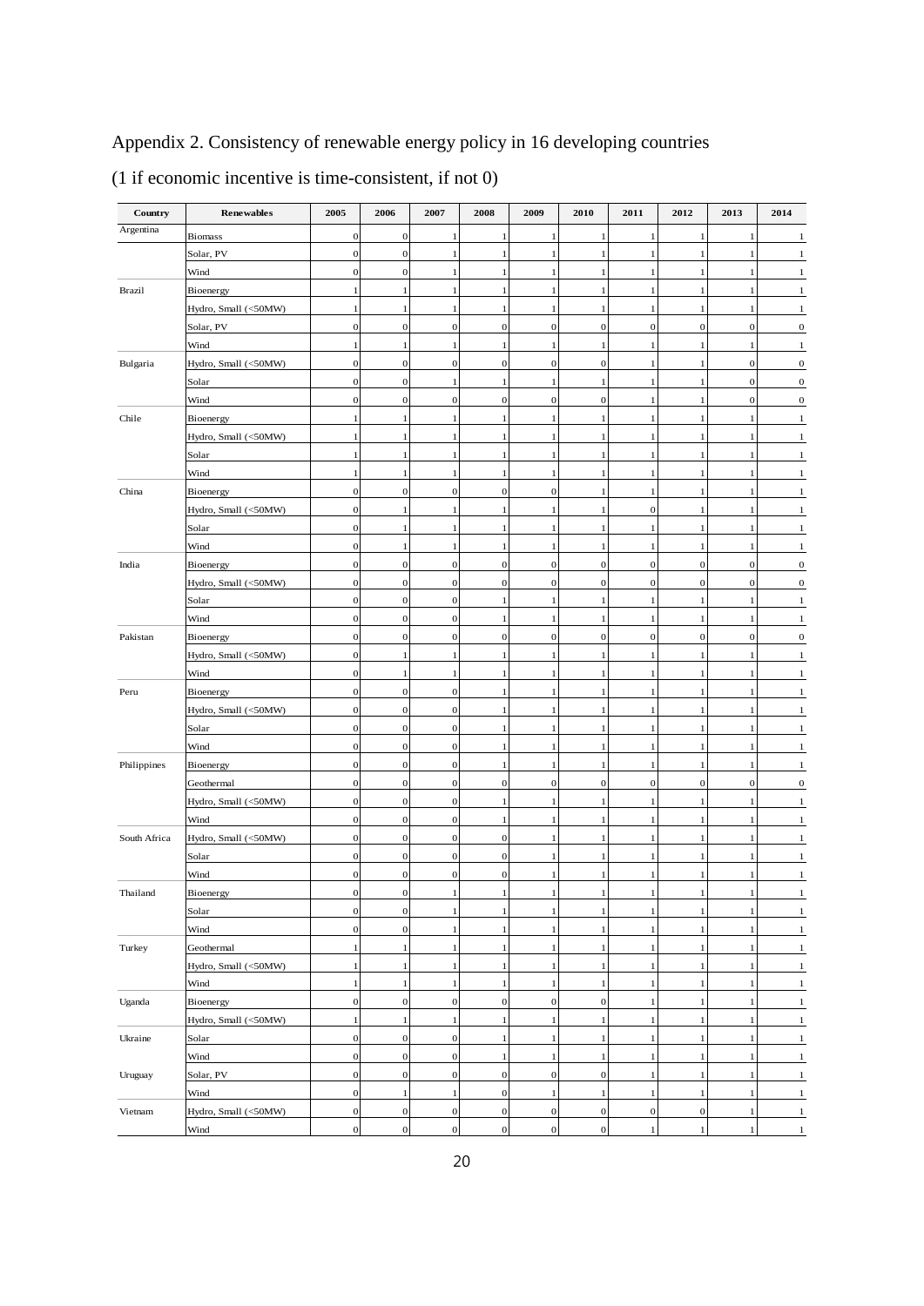Appendix 2. Consistency of renewable energy policy in 16 developing countries

(1 if economic incentive is time-consistent, if not 0)

| Country | Renewables | 2005 | 2006 | 2007 | 2008 | 2009 | 2010 | 2011 | 2012 | 2013 | 2014 |
|---|---|---|---|---|---|---|---|---|---|---|---|
| Argentina | Biomass | 0 | 0 | 1 | 1 | 1 | 1 | 1 | 1 | 1 | 1 |
| | Solar, PV | 0 | 0 | 1 | 1 | 1 | 1 | 1 | 1 | 1 | 1 |
| | Wind | 0 | 0 | 1 | 1 | 1 | 1 | 1 | 1 | 1 | 1 |
| Brazil | Bioenergy | 1 | 1 | 1 | 1 | 1 | 1 | 1 | 1 | 1 | 1 |
| | Hydro, Small (<50MW) | 1 | 1 | 1 | 1 | 1 | 1 | 1 | 1 | 1 | 1 |
| | Solar, PV | 0 | 0 | 0 | 0 | 0 | 0 | 0 | 0 | 0 | 0 |
| | Wind | 1 | 1 | 1 | 1 | 1 | 1 | 1 | 1 | 1 | 1 |
| Bulgaria | Hydro, Small (<50MW) | 0 | 0 | 0 | 0 | 0 | 0 | 1 | 1 | 0 | 0 |
| | Solar | 0 | 0 | 1 | 1 | 1 | 1 | 1 | 1 | 0 | 0 |
| | Wind | 0 | 0 | 0 | 0 | 0 | 0 | 1 | 1 | 0 | 0 |
| Chile | Bioenergy | 1 | 1 | 1 | 1 | 1 | 1 | 1 | 1 | 1 | 1 |
| | Hydro, Small (<50MW) | 1 | 1 | 1 | 1 | 1 | 1 | 1 | 1 | 1 | 1 |
| | Solar | 1 | 1 | 1 | 1 | 1 | 1 | 1 | 1 | 1 | 1 |
| | Wind | 1 | 1 | 1 | 1 | 1 | 1 | 1 | 1 | 1 | 1 |
| China | Bioenergy | 0 | 0 | 0 | 0 | 0 | 1 | 1 | 1 | 1 | 1 |
| | Hydro, Small (<50MW) | 0 | 1 | 1 | 1 | 1 | 1 | 0 | 1 | 1 | 1 |
| | Solar | 0 | 1 | 1 | 1 | 1 | 1 | 1 | 1 | 1 | 1 |
| | Wind | 0 | 1 | 1 | 1 | 1 | 1 | 1 | 1 | 1 | 1 |
| India | Bioenergy | 0 | 0 | 0 | 0 | 0 | 0 | 0 | 0 | 0 | 0 |
| | Hydro, Small (<50MW) | 0 | 0 | 0 | 0 | 0 | 0 | 0 | 0 | 0 | 0 |
| | Solar | 0 | 0 | 0 | 1 | 1 | 1 | 1 | 1 | 1 | 1 |
| | Wind | 0 | 0 | 0 | 1 | 1 | 1 | 1 | 1 | 1 | 1 |
| Pakistan | Bioenergy | 0 | 0 | 0 | 0 | 0 | 0 | 0 | 0 | 0 | 0 |
| | Hydro, Small (<50MW) | 0 | 1 | 1 | 1 | 1 | 1 | 1 | 1 | 1 | 1 |
| | Wind | 0 | 1 | 1 | 1 | 1 | 1 | 1 | 1 | 1 | 1 |
| Peru | Bioenergy | 0 | 0 | 0 | 1 | 1 | 1 | 1 | 1 | 1 | 1 |
| | Hydro, Small (<50MW) | 0 | 0 | 0 | 1 | 1 | 1 | 1 | 1 | 1 | 1 |
| | Solar | 0 | 0 | 0 | 1 | 1 | 1 | 1 | 1 | 1 | 1 |
| | Wind | 0 | 0 | 0 | 1 | 1 | 1 | 1 | 1 | 1 | 1 |
| Philippines | Bioenergy | 0 | 0 | 0 | 1 | 1 | 1 | 1 | 1 | 1 | 1 |
| | Geothermal | 0 | 0 | 0 | 0 | 0 | 0 | 0 | 0 | 0 | 0 |
| | Hydro, Small (<50MW) | 0 | 0 | 0 | 1 | 1 | 1 | 1 | 1 | 1 | 1 |
| | Wind | 0 | 0 | 0 | 1 | 1 | 1 | 1 | 1 | 1 | 1 |
| South Africa | Hydro, Small (<50MW) | 0 | 0 | 0 | 0 | 1 | 1 | 1 | 1 | 1 | 1 |
| | Solar | 0 | 0 | 0 | 0 | 1 | 1 | 1 | 1 | 1 | 1 |
| | Wind | 0 | 0 | 0 | 0 | 1 | 1 | 1 | 1 | 1 | 1 |
| Thailand | Bioenergy | 0 | 0 | 1 | 1 | 1 | 1 | 1 | 1 | 1 | 1 |
| | Solar | 0 | 0 | 1 | 1 | 1 | 1 | 1 | 1 | 1 | 1 |
| | Wind | 0 | 0 | 1 | 1 | 1 | 1 | 1 | 1 | 1 | 1 |
| Turkey | Geothermal | 1 | 1 | 1 | 1 | 1 | 1 | 1 | 1 | 1 | 1 |
| | Hydro, Small (<50MW) | 1 | 1 | 1 | 1 | 1 | 1 | 1 | 1 | 1 | 1 |
| | Wind | 1 | 1 | 1 | 1 | 1 | 1 | 1 | 1 | 1 | 1 |
| Uganda | Bioenergy | 0 | 0 | 0 | 0 | 0 | 0 | 1 | 1 | 1 | 1 |
| | Hydro, Small (<50MW) | 1 | 1 | 1 | 1 | 1 | 1 | 1 | 1 | 1 | 1 |
| Ukraine | Solar | 0 | 0 | 0 | 1 | 1 | 1 | 1 | 1 | 1 | 1 |
| | Wind | 0 | 0 | 0 | 1 | 1 | 1 | 1 | 1 | 1 | 1 |
| Uruguay | Solar, PV | 0 | 0 | 0 | 0 | 0 | 0 | 1 | 1 | 1 | 1 |
| | Wind | 0 | 1 | 1 | 0 | 1 | 1 | 1 | 1 | 1 | 1 |
| Vietnam | Hydro, Small (<50MW) | 0 | 0 | 0 | 0 | 0 | 0 | 0 | 0 | 1 | 1 |
| | Wind | 0 | 0 | 0 | 0 | 0 | 0 | 1 | 1 | 1 | 1 |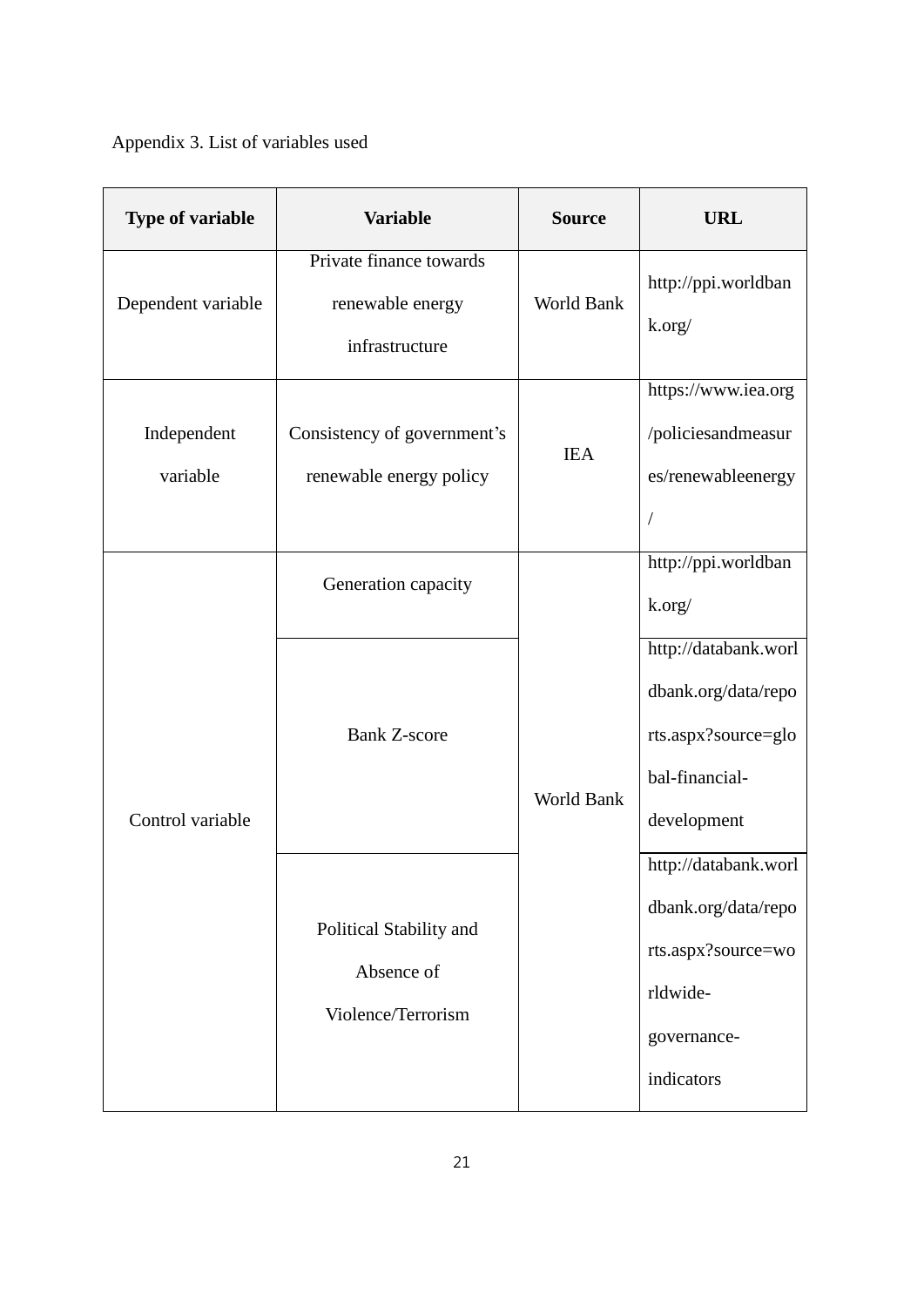Appendix 3. List of variables used

| Type of variable | Variable | Source | URL |
|---|---|---|---|
| Dependent variable | Private finance towards renewable energy infrastructure | World Bank | http://ppi.worldbank.org/ |
| Independent variable | Consistency of government's renewable energy policy | IEA | https://www.iea.org/policiesandmeasures/renewableenergy/ |
| Control variable | Generation capacity | World Bank | http://ppi.worldbank.org/ |
| | Bank Z-score | | http://databank.worldbank.org/data/reports.aspx?source=global-financial-development |
| | Political Stability and Absence of Violence/Terrorism | | http://databank.worldbank.org/data/reports.aspx?source=worldwide-governance-indicators |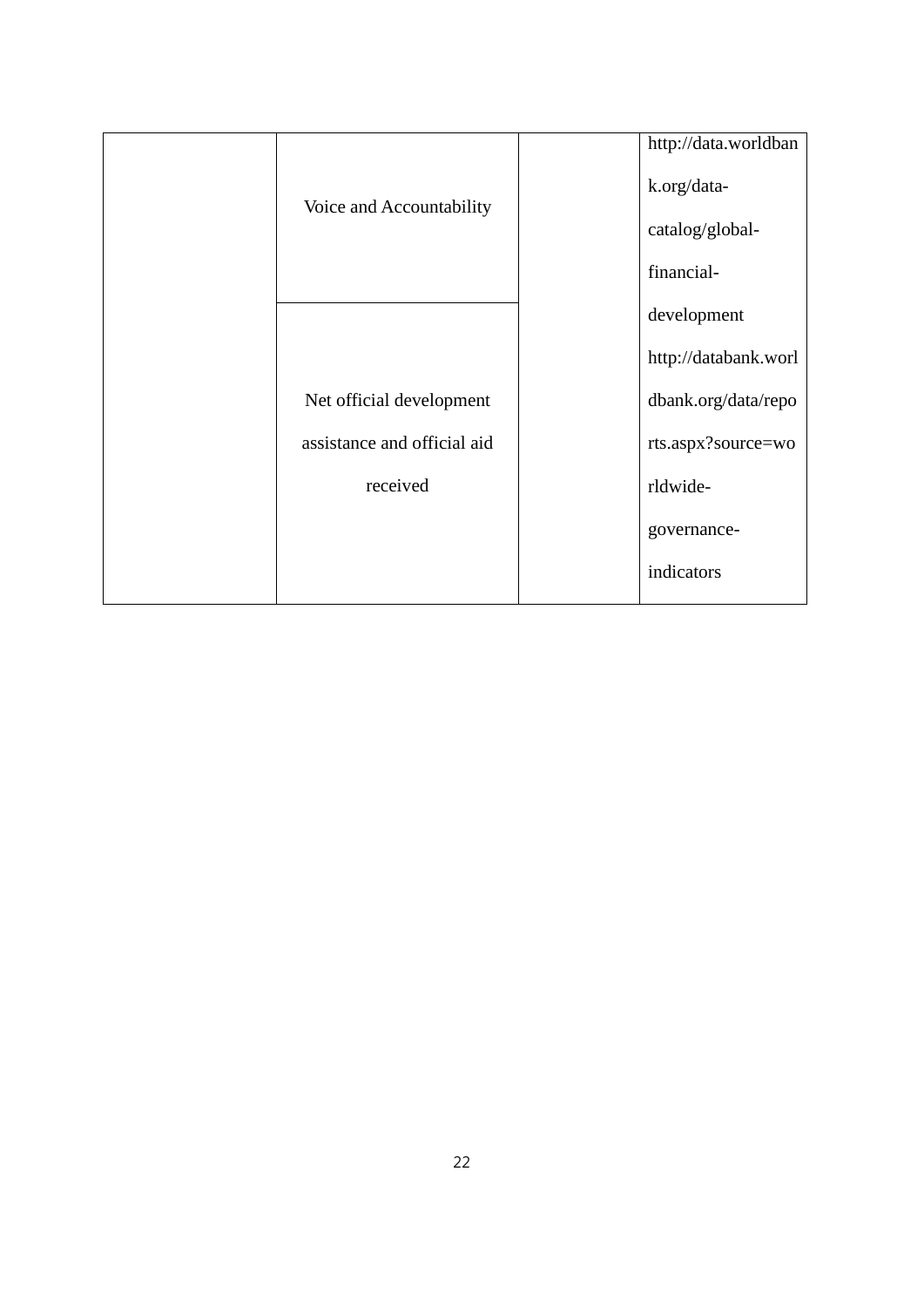|  | Voice and Accountability |  | http://data.worldbank.org/data-catalog/global-financial-development |
|---|---|---|---|
|  | Net official development assistance and official aid received |  | http://databank.worldbank.org/data/reports.aspx?source=worldwide-governance-indicators |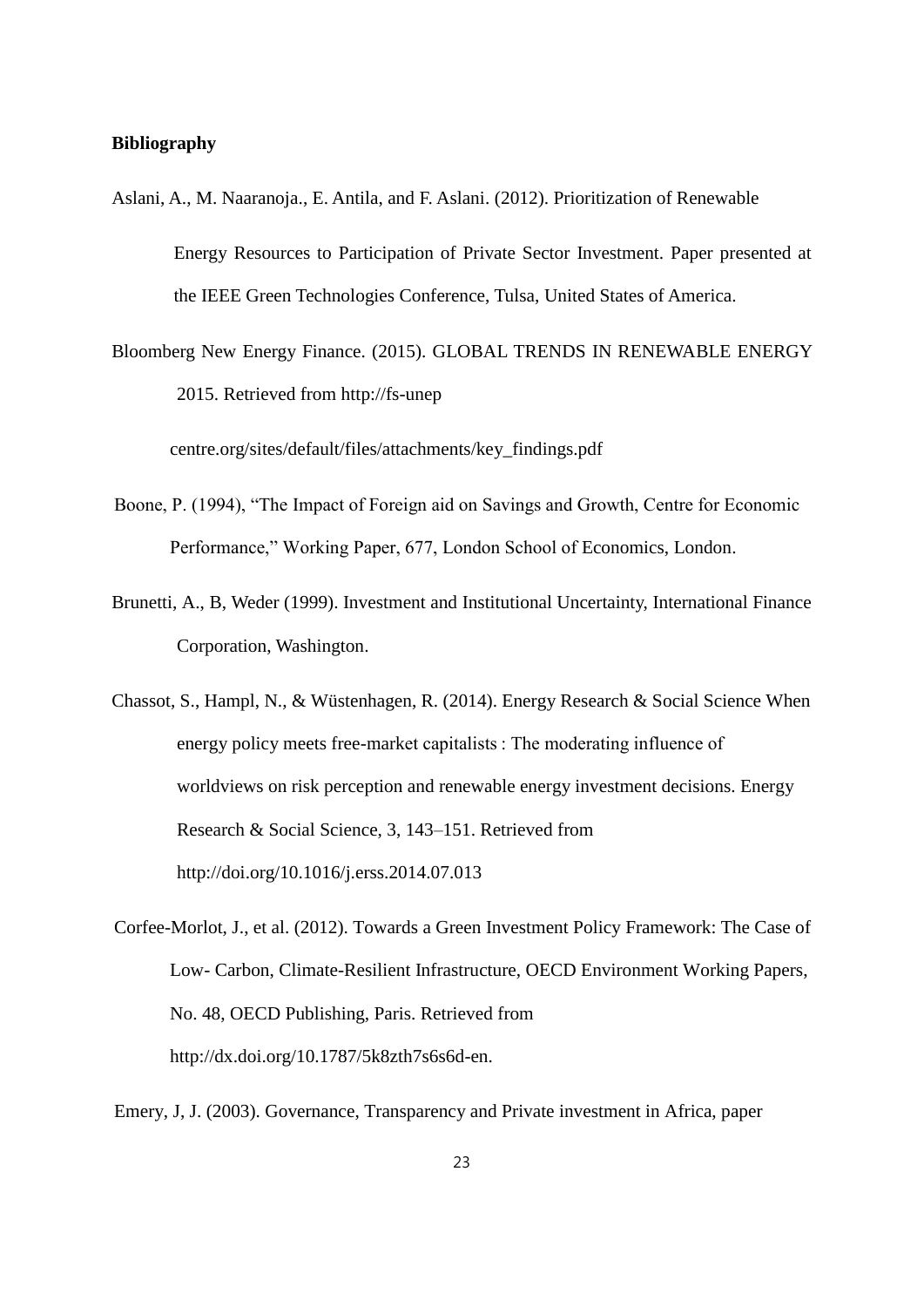**Bibliography**

Aslani, A., M. Naaranoja., E. Antila, and F. Aslani. (2012). Prioritization of Renewable Energy Resources to Participation of Private Sector Investment. Paper presented at the IEEE Green Technologies Conference, Tulsa, United States of America.

Bloomberg New Energy Finance. (2015). GLOBAL TRENDS IN RENEWABLE ENERGY 2015. Retrieved from http://fs-unep centre.org/sites/default/files/attachments/key_findings.pdf

Boone, P. (1994), "The Impact of Foreign aid on Savings and Growth, Centre for Economic Performance," Working Paper, 677, London School of Economics, London.

Brunetti, A., B, Weder (1999). Investment and Institutional Uncertainty, International Finance Corporation, Washington.

Chassot, S., Hampl, N., & Wüstenhagen, R. (2014). Energy Research & Social Science When energy policy meets free-market capitalists : The moderating influence of worldviews on risk perception and renewable energy investment decisions. Energy Research & Social Science, 3, 143–151. Retrieved from http://doi.org/10.1016/j.erss.2014.07.013

Corfee-Morlot, J., et al. (2012). Towards a Green Investment Policy Framework: The Case of Low- Carbon, Climate-Resilient Infrastructure, OECD Environment Working Papers, No. 48, OECD Publishing, Paris. Retrieved from http://dx.doi.org/10.1787/5k8zth7s6s6d-en.

Emery, J, J. (2003). Governance, Transparency and Private investment in Africa, paper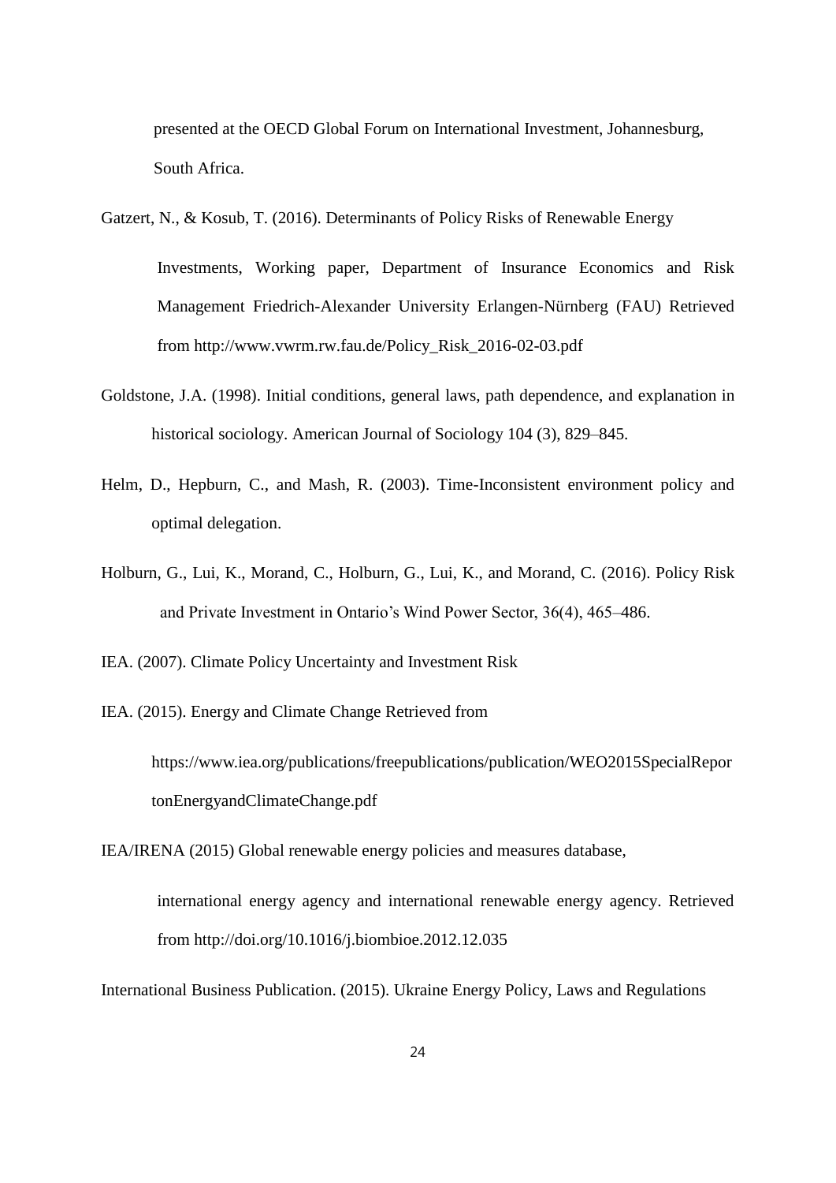presented at the OECD Global Forum on International Investment, Johannesburg, South Africa.

Gatzert, N., & Kosub, T. (2016). Determinants of Policy Risks of Renewable Energy Investments, Working paper, Department of Insurance Economics and Risk Management Friedrich-Alexander University Erlangen-Nürnberg (FAU) Retrieved from http://www.vwrm.rw.fau.de/Policy_Risk_2016-02-03.pdf

Goldstone, J.A. (1998). Initial conditions, general laws, path dependence, and explanation in historical sociology. American Journal of Sociology 104 (3), 829–845.

Helm, D., Hepburn, C., and Mash, R. (2003). Time-Inconsistent environment policy and optimal delegation.

Holburn, G., Lui, K., Morand, C., Holburn, G., Lui, K., and Morand, C. (2016). Policy Risk and Private Investment in Ontario's Wind Power Sector, 36(4), 465–486.

IEA. (2007). Climate Policy Uncertainty and Investment Risk

IEA. (2015). Energy and Climate Change Retrieved from https://www.iea.org/publications/freepublications/publication/WEO2015SpecialReportonEnergyandClimateChange.pdf

IEA/IRENA (2015) Global renewable energy policies and measures database, international energy agency and international renewable energy agency. Retrieved from http://doi.org/10.1016/j.biombioe.2012.12.035

International Business Publication. (2015). Ukraine Energy Policy, Laws and Regulations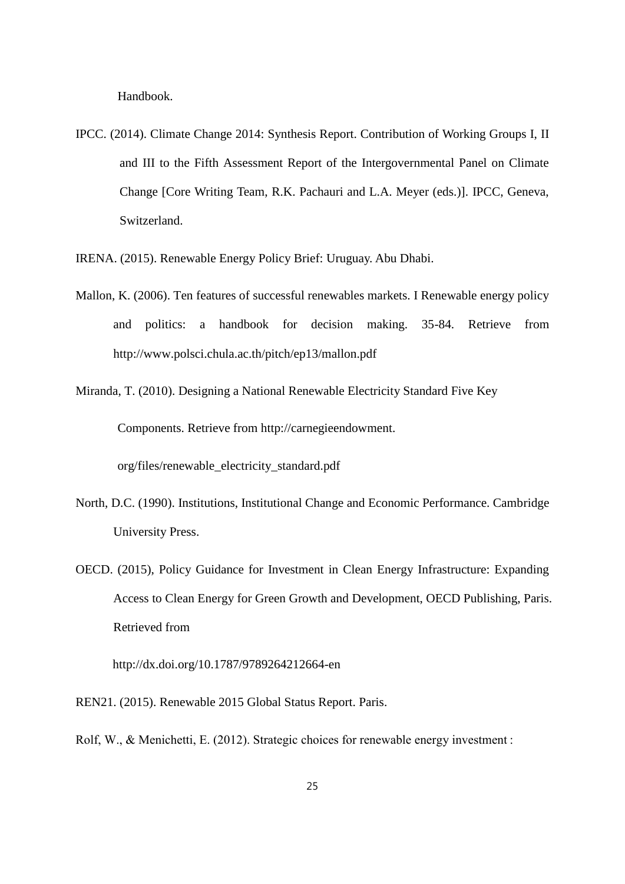Handbook.

IPCC. (2014). Climate Change 2014: Synthesis Report. Contribution of Working Groups I, II and III to the Fifth Assessment Report of the Intergovernmental Panel on Climate Change [Core Writing Team, R.K. Pachauri and L.A. Meyer (eds.)]. IPCC, Geneva, Switzerland.

IRENA. (2015). Renewable Energy Policy Brief: Uruguay. Abu Dhabi.

Mallon, K. (2006). Ten features of successful renewables markets. I Renewable energy policy and politics: a handbook for decision making. 35-84. Retrieve from http://www.polsci.chula.ac.th/pitch/ep13/mallon.pdf

Miranda, T. (2010). Designing a National Renewable Electricity Standard Five Key Components. Retrieve from http://carnegieendowment.org/files/renewable_electricity_standard.pdf

North, D.C. (1990). Institutions, Institutional Change and Economic Performance. Cambridge University Press.

OECD. (2015), Policy Guidance for Investment in Clean Energy Infrastructure: Expanding Access to Clean Energy for Green Growth and Development, OECD Publishing, Paris. Retrieved from

http://dx.doi.org/10.1787/9789264212664-en

REN21. (2015). Renewable 2015 Global Status Report. Paris.

Rolf, W., & Menichetti, E. (2012). Strategic choices for renewable energy investment :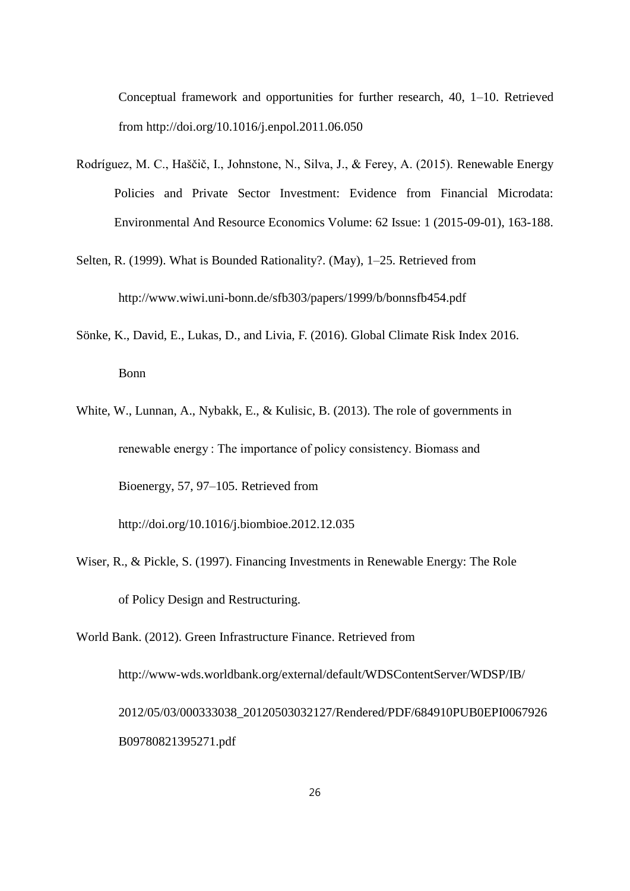Conceptual framework and opportunities for further research, 40, 1–10. Retrieved from http://doi.org/10.1016/j.enpol.2011.06.050

Rodríguez, M. C., Haščič, I., Johnstone, N., Silva, J., & Ferey, A. (2015). Renewable Energy Policies and Private Sector Investment: Evidence from Financial Microdata: Environmental And Resource Economics Volume: 62 Issue: 1 (2015-09-01), 163-188.

Selten, R. (1999). What is Bounded Rationality?. (May), 1–25. Retrieved from http://www.wiwi.uni-bonn.de/sfb303/papers/1999/b/bonnsfb454.pdf

Sönke, K., David, E., Lukas, D., and Livia, F. (2016). Global Climate Risk Index 2016. Bonn

White, W., Lunnan, A., Nybakk, E., & Kulisic, B. (2013). The role of governments in renewable energy : The importance of policy consistency. Biomass and Bioenergy, 57, 97–105. Retrieved from http://doi.org/10.1016/j.biombioe.2012.12.035

Wiser, R., & Pickle, S. (1997). Financing Investments in Renewable Energy: The Role of Policy Design and Restructuring.

World Bank. (2012). Green Infrastructure Finance. Retrieved from http://www-wds.worldbank.org/external/default/WDSContentServer/WDSP/IB/2012/05/03/000333038_20120503032127/Rendered/PDF/684910PUB0EPI0067926B09780821395271.pdf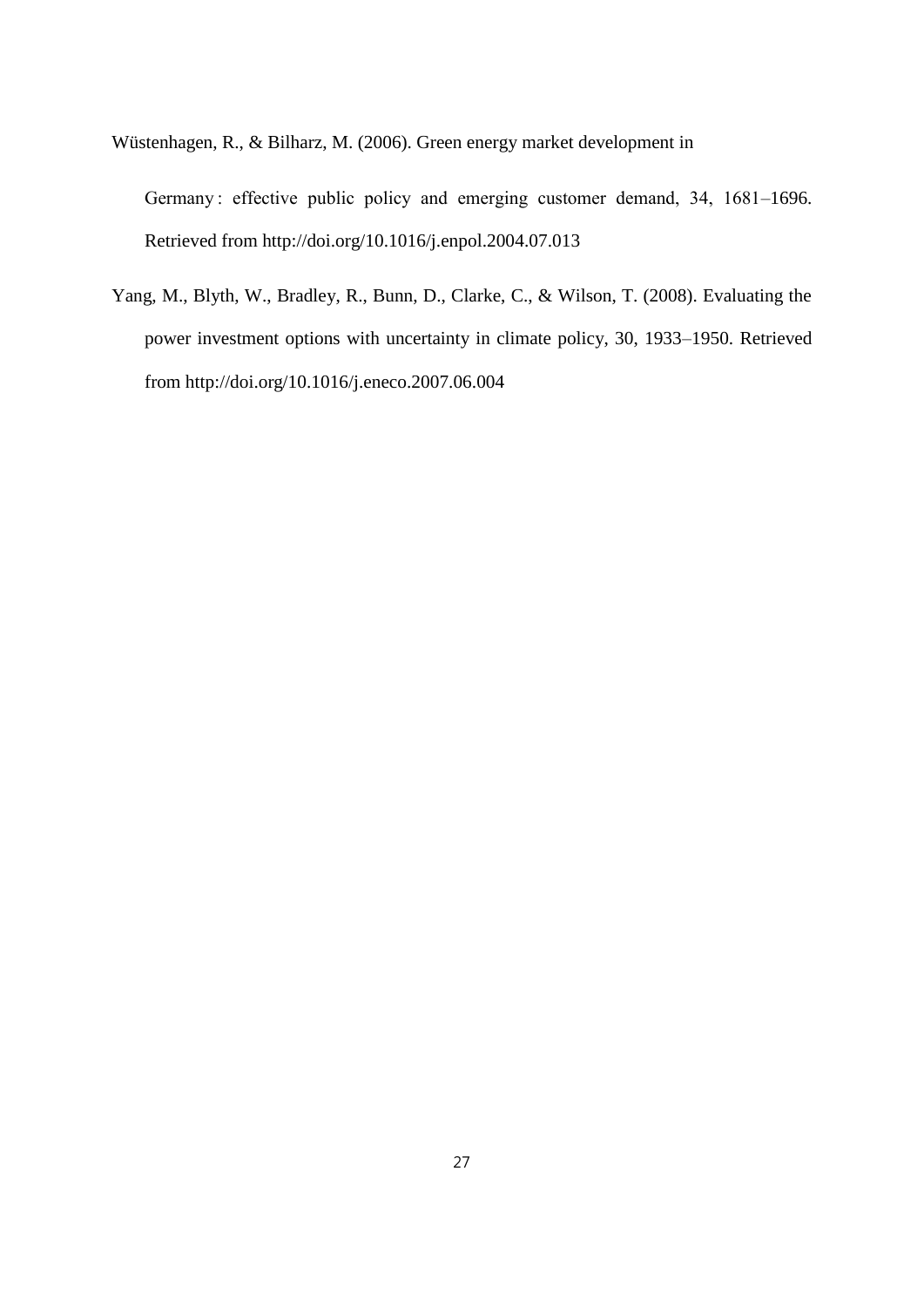Wüstenhagen, R., & Bilharz, M. (2006). Green energy market development in Germany : effective public policy and emerging customer demand, 34, 1681–1696. Retrieved from http://doi.org/10.1016/j.enpol.2004.07.013

Yang, M., Blyth, W., Bradley, R., Bunn, D., Clarke, C., & Wilson, T. (2008). Evaluating the power investment options with uncertainty in climate policy, 30, 1933–1950. Retrieved from http://doi.org/10.1016/j.eneco.2007.06.004